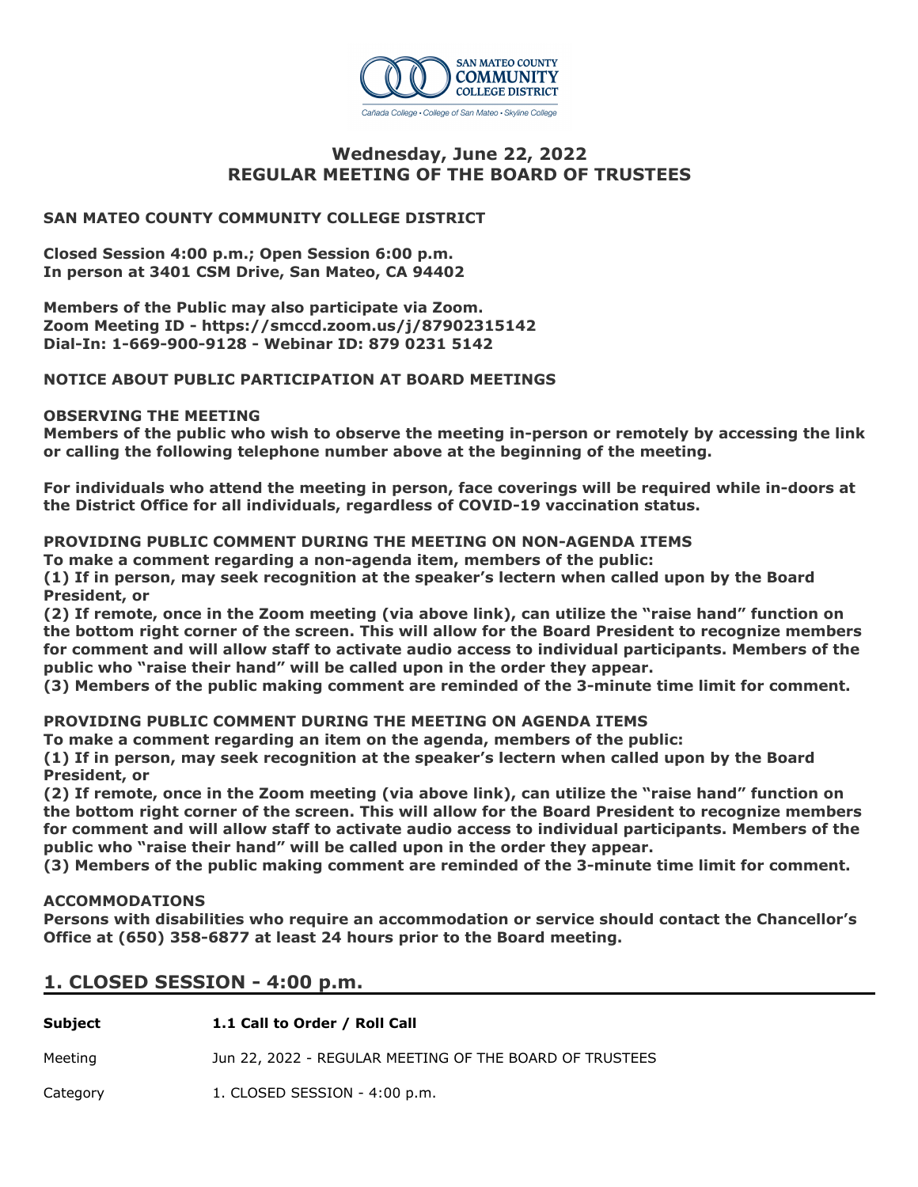# Wednesday, June 22, 2022
# REGULAR MEETING OF THE BOARD OF TRUSTEES

**SAN MATEO COUNTY COMMUNITY COLLEGE DISTRICT**

**Closed Session 4:00 p.m.; Open Session 6:00 p.m.**
**In person at 3401 CSM Drive, San Mateo, CA 94402**

**Members of the Public may also participate via Zoom.**
**Zoom Meeting ID - https://smccd.zoom.us/j/87902315142**
**Dial-In: 1-669-900-9128 - Webinar ID: 879 0231 5142**

**NOTICE ABOUT PUBLIC PARTICIPATION AT BOARD MEETINGS**

**OBSERVING THE MEETING**
**Members of the public who wish to observe the meeting in-person or remotely by accessing the link or calling the following telephone number above at the beginning of the meeting.**

**For individuals who attend the meeting in person, face coverings will be required while in-doors at the District Office for all individuals, regardless of COVID-19 vaccination status.**

**PROVIDING PUBLIC COMMENT DURING THE MEETING ON NON-AGENDA ITEMS**
**To make a comment regarding a non-agenda item, members of the public:**
**(1) If in person, may seek recognition at the speaker's lectern when called upon by the Board President, or**
**(2) If remote, once in the Zoom meeting (via above link), can utilize the "raise hand" function on the bottom right corner of the screen. This will allow for the Board President to recognize members for comment and will allow staff to activate audio access to individual participants. Members of the public who "raise their hand" will be called upon in the order they appear.**
**(3) Members of the public making comment are reminded of the 3-minute time limit for comment.**

**PROVIDING PUBLIC COMMENT DURING THE MEETING ON AGENDA ITEMS**
**To make a comment regarding an item on the agenda, members of the public:**
**(1) If in person, may seek recognition at the speaker's lectern when called upon by the Board President, or**
**(2) If remote, once in the Zoom meeting (via above link), can utilize the "raise hand" function on the bottom right corner of the screen. This will allow for the Board President to recognize members for comment and will allow staff to activate audio access to individual participants. Members of the public who "raise their hand" will be called upon in the order they appear.**
**(3) Members of the public making comment are reminded of the 3-minute time limit for comment.**

**ACCOMMODATIONS**
**Persons with disabilities who require an accommodation or service should contact the Chancellor's Office at (650) 358-6877 at least 24 hours prior to the Board meeting.**

## 1. CLOSED SESSION - 4:00 p.m.

| **Subject** | **1.1 Call to Order / Roll Call** |
|---|---|
| Meeting | Jun 22, 2022 - REGULAR MEETING OF THE BOARD OF TRUSTEES |
| Category | 1. CLOSED SESSION - 4:00 p.m. |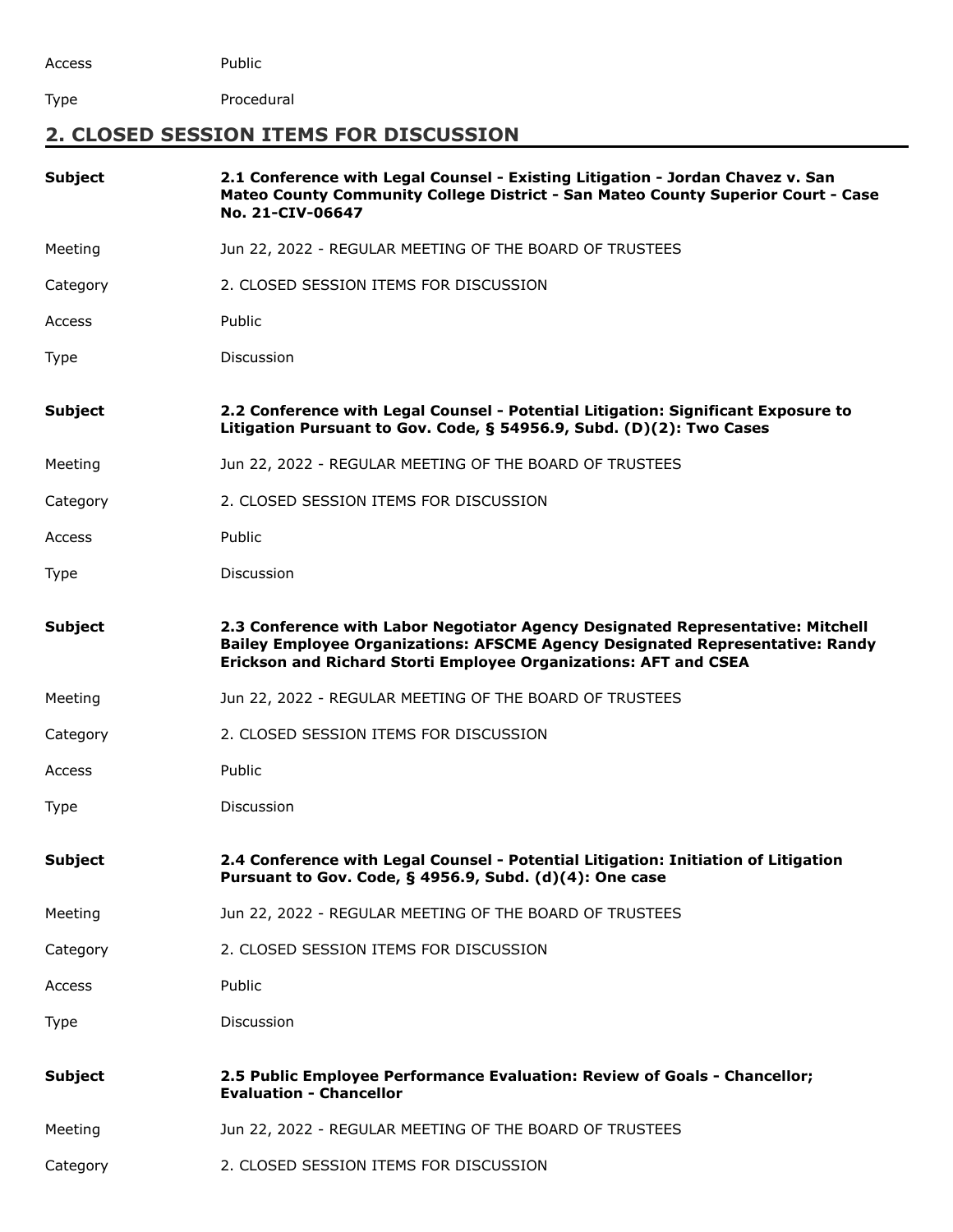| | |
|---|---|
| Access | Public |
| Type | Procedural |

## 2. CLOSED SESSION ITEMS FOR DISCUSSION

| | |
|---|---|
| **Subject** | **2.1 Conference with Legal Counsel - Existing Litigation - Jordan Chavez v. San Mateo County Community College District - San Mateo County Superior Court - Case No. 21-CIV-06647** |
| Meeting | Jun 22, 2022 - REGULAR MEETING OF THE BOARD OF TRUSTEES |
| Category | 2. CLOSED SESSION ITEMS FOR DISCUSSION |
| Access | Public |
| Type | Discussion |

| | |
|---|---|
| **Subject** | **2.2 Conference with Legal Counsel - Potential Litigation: Significant Exposure to Litigation Pursuant to Gov. Code, § 54956.9, Subd. (D)(2): Two Cases** |
| Meeting | Jun 22, 2022 - REGULAR MEETING OF THE BOARD OF TRUSTEES |
| Category | 2. CLOSED SESSION ITEMS FOR DISCUSSION |
| Access | Public |
| Type | Discussion |

| | |
|---|---|
| **Subject** | **2.3 Conference with Labor Negotiator Agency Designated Representative: Mitchell Bailey Employee Organizations: AFSCME Agency Designated Representative: Randy Erickson and Richard Storti Employee Organizations: AFT and CSEA** |
| Meeting | Jun 22, 2022 - REGULAR MEETING OF THE BOARD OF TRUSTEES |
| Category | 2. CLOSED SESSION ITEMS FOR DISCUSSION |
| Access | Public |
| Type | Discussion |

| | |
|---|---|
| **Subject** | **2.4 Conference with Legal Counsel - Potential Litigation: Initiation of Litigation Pursuant to Gov. Code, § 4956.9, Subd. (d)(4): One case** |
| Meeting | Jun 22, 2022 - REGULAR MEETING OF THE BOARD OF TRUSTEES |
| Category | 2. CLOSED SESSION ITEMS FOR DISCUSSION |
| Access | Public |
| Type | Discussion |

| | |
|---|---|
| **Subject** | **2.5 Public Employee Performance Evaluation: Review of Goals - Chancellor; Evaluation - Chancellor** |
| Meeting | Jun 22, 2022 - REGULAR MEETING OF THE BOARD OF TRUSTEES |
| Category | 2. CLOSED SESSION ITEMS FOR DISCUSSION |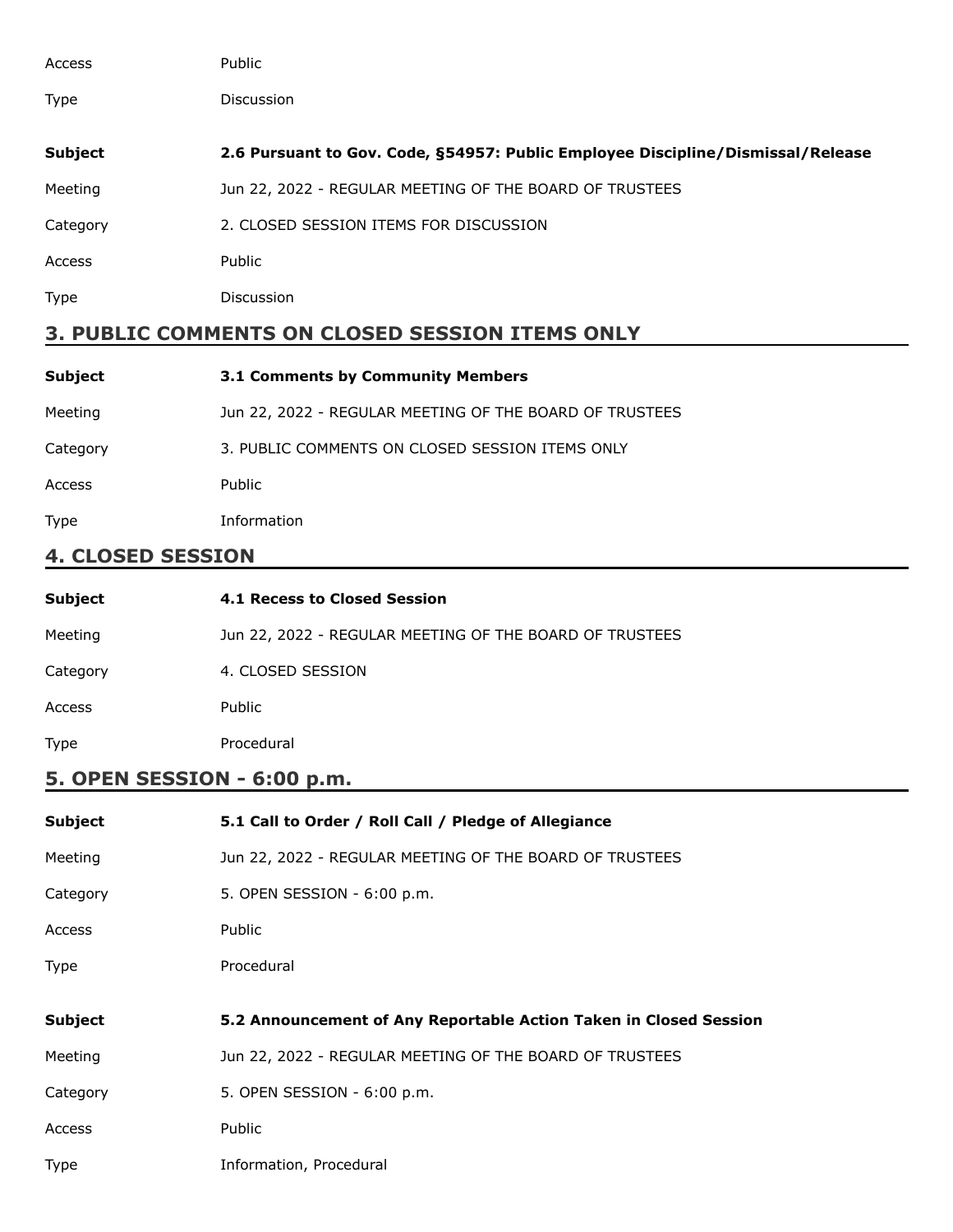| | |
|---|---|
| Access | Public |
| Type | Discussion |

| | |
|---|---|
| **Subject** | **2.6 Pursuant to Gov. Code, §54957: Public Employee Discipline/Dismissal/Release** |
| Meeting | Jun 22, 2022 - REGULAR MEETING OF THE BOARD OF TRUSTEES |
| Category | 2. CLOSED SESSION ITEMS FOR DISCUSSION |
| Access | Public |
| Type | Discussion |

## 3. PUBLIC COMMENTS ON CLOSED SESSION ITEMS ONLY

| | |
|---|---|
| **Subject** | **3.1 Comments by Community Members** |
| Meeting | Jun 22, 2022 - REGULAR MEETING OF THE BOARD OF TRUSTEES |
| Category | 3. PUBLIC COMMENTS ON CLOSED SESSION ITEMS ONLY |
| Access | Public |
| Type | Information |

## 4. CLOSED SESSION

| | |
|---|---|
| **Subject** | **4.1 Recess to Closed Session** |
| Meeting | Jun 22, 2022 - REGULAR MEETING OF THE BOARD OF TRUSTEES |
| Category | 4. CLOSED SESSION |
| Access | Public |
| Type | Procedural |

## 5. OPEN SESSION - 6:00 p.m.

| | |
|---|---|
| **Subject** | **5.1 Call to Order / Roll Call / Pledge of Allegiance** |
| Meeting | Jun 22, 2022 - REGULAR MEETING OF THE BOARD OF TRUSTEES |
| Category | 5. OPEN SESSION - 6:00 p.m. |
| Access | Public |
| Type | Procedural |

| | |
|---|---|
| **Subject** | **5.2 Announcement of Any Reportable Action Taken in Closed Session** |
| Meeting | Jun 22, 2022 - REGULAR MEETING OF THE BOARD OF TRUSTEES |
| Category | 5. OPEN SESSION - 6:00 p.m. |
| Access | Public |
| Type | Information, Procedural |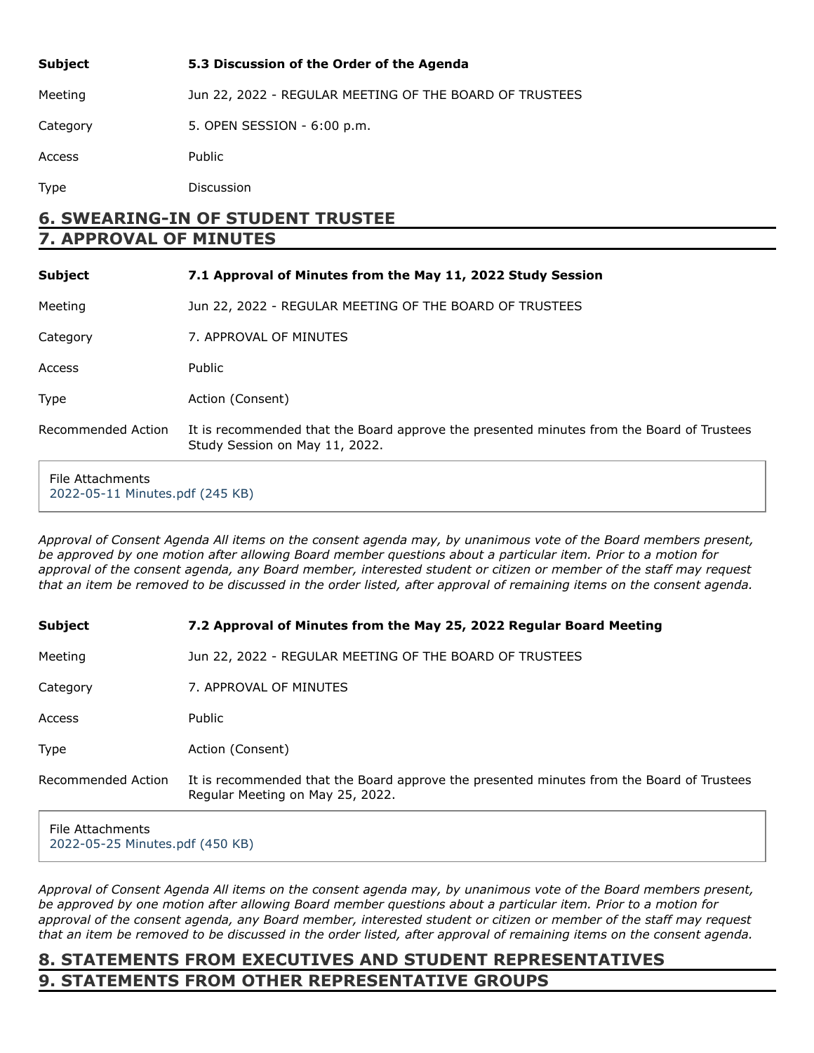| | |
|---|---|
| **Subject** | **5.3 Discussion of the Order of the Agenda** |
| Meeting | Jun 22, 2022 - REGULAR MEETING OF THE BOARD OF TRUSTEES |
| Category | 5. OPEN SESSION - 6:00 p.m. |
| Access | Public |
| Type | Discussion |

## 6. SWEARING-IN OF STUDENT TRUSTEE

## 7. APPROVAL OF MINUTES

| | |
|---|---|
| **Subject** | **7.1 Approval of Minutes from the May 11, 2022 Study Session** |
| Meeting | Jun 22, 2022 - REGULAR MEETING OF THE BOARD OF TRUSTEES |
| Category | 7. APPROVAL OF MINUTES |
| Access | Public |
| Type | Action (Consent) |
| Recommended Action | It is recommended that the Board approve the presented minutes from the Board of Trustees Study Session on May 11, 2022. |

File Attachments
2022-05-11 Minutes.pdf (245 KB)

*Approval of Consent Agenda All items on the consent agenda may, by unanimous vote of the Board members present, be approved by one motion after allowing Board member questions about a particular item. Prior to a motion for approval of the consent agenda, any Board member, interested student or citizen or member of the staff may request that an item be removed to be discussed in the order listed, after approval of remaining items on the consent agenda.*

| | |
|---|---|
| **Subject** | **7.2 Approval of Minutes from the May 25, 2022 Regular Board Meeting** |
| Meeting | Jun 22, 2022 - REGULAR MEETING OF THE BOARD OF TRUSTEES |
| Category | 7. APPROVAL OF MINUTES |
| Access | Public |
| Type | Action (Consent) |
| Recommended Action | It is recommended that the Board approve the presented minutes from the Board of Trustees Regular Meeting on May 25, 2022. |

File Attachments
2022-05-25 Minutes.pdf (450 KB)

*Approval of Consent Agenda All items on the consent agenda may, by unanimous vote of the Board members present, be approved by one motion after allowing Board member questions about a particular item. Prior to a motion for approval of the consent agenda, any Board member, interested student or citizen or member of the staff may request that an item be removed to be discussed in the order listed, after approval of remaining items on the consent agenda.*

## 8. STATEMENTS FROM EXECUTIVES AND STUDENT REPRESENTATIVES

## 9. STATEMENTS FROM OTHER REPRESENTATIVE GROUPS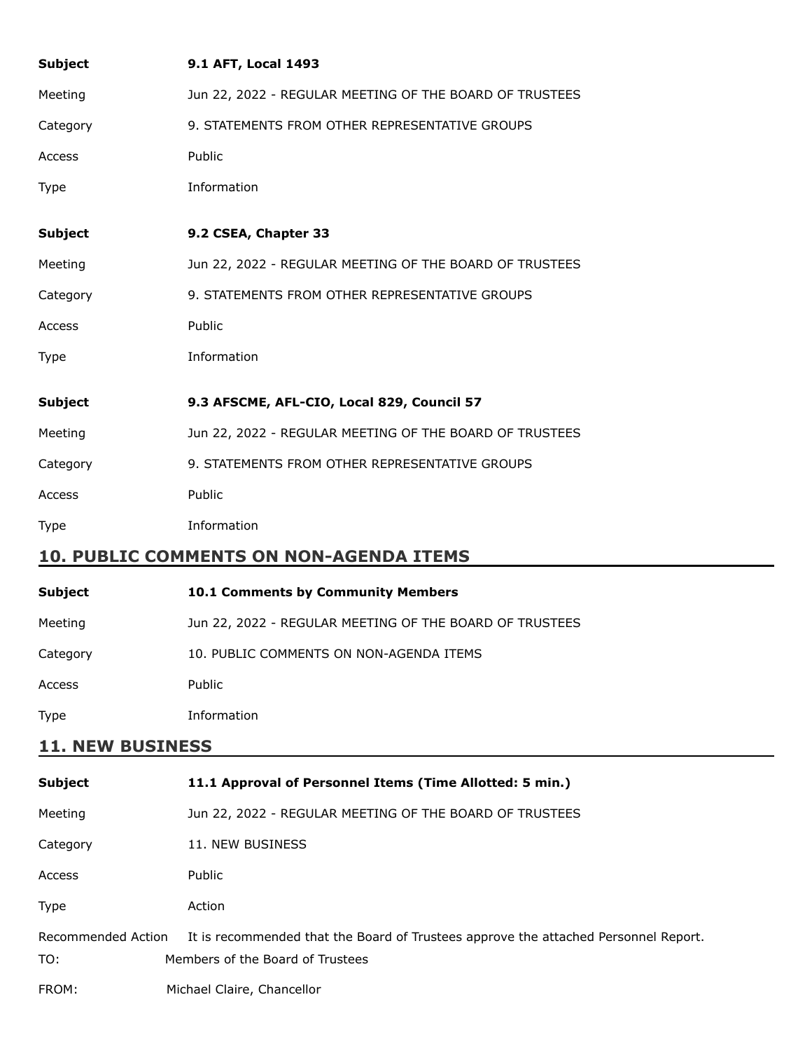| | |
|---|---|
| **Subject** | **9.1 AFT, Local 1493** |
| Meeting | Jun 22, 2022 - REGULAR MEETING OF THE BOARD OF TRUSTEES |
| Category | 9. STATEMENTS FROM OTHER REPRESENTATIVE GROUPS |
| Access | Public |
| Type | Information |

| | |
|---|---|
| **Subject** | **9.2 CSEA, Chapter 33** |
| Meeting | Jun 22, 2022 - REGULAR MEETING OF THE BOARD OF TRUSTEES |
| Category | 9. STATEMENTS FROM OTHER REPRESENTATIVE GROUPS |
| Access | Public |
| Type | Information |

| | |
|---|---|
| **Subject** | **9.3 AFSCME, AFL-CIO, Local 829, Council 57** |
| Meeting | Jun 22, 2022 - REGULAR MEETING OF THE BOARD OF TRUSTEES |
| Category | 9. STATEMENTS FROM OTHER REPRESENTATIVE GROUPS |
| Access | Public |
| Type | Information |

## 10. PUBLIC COMMENTS ON NON-AGENDA ITEMS

| | |
|---|---|
| **Subject** | **10.1 Comments by Community Members** |
| Meeting | Jun 22, 2022 - REGULAR MEETING OF THE BOARD OF TRUSTEES |
| Category | 10. PUBLIC COMMENTS ON NON-AGENDA ITEMS |
| Access | Public |
| Type | Information |

## 11. NEW BUSINESS

| | |
|---|---|
| **Subject** | **11.1 Approval of Personnel Items (Time Allotted: 5 min.)** |
| Meeting | Jun 22, 2022 - REGULAR MEETING OF THE BOARD OF TRUSTEES |
| Category | 11. NEW BUSINESS |
| Access | Public |
| Type | Action |
| Recommended Action | It is recommended that the Board of Trustees approve the attached Personnel Report. |

TO: Members of the Board of Trustees

FROM: Michael Claire, Chancellor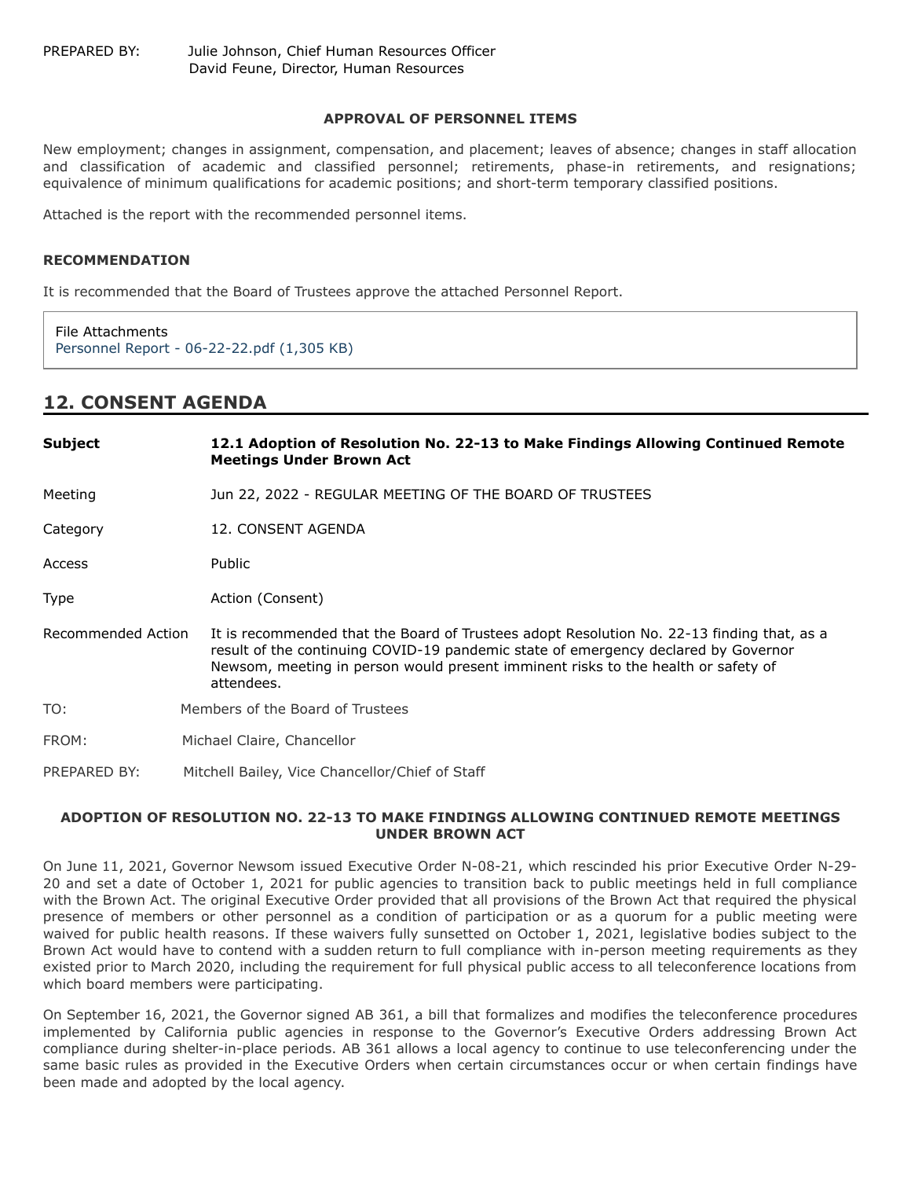PREPARED BY: Julie Johnson, Chief Human Resources Officer
David Feune, Director, Human Resources

**APPROVAL OF PERSONNEL ITEMS**

New employment; changes in assignment, compensation, and placement; leaves of absence; changes in staff allocation and classification of academic and classified personnel; retirements, phase-in retirements, and resignations; equivalence of minimum qualifications for academic positions; and short-term temporary classified positions.

Attached is the report with the recommended personnel items.

**RECOMMENDATION**

It is recommended that the Board of Trustees approve the attached Personnel Report.

File Attachments
Personnel Report - 06-22-22.pdf (1,305 KB)

## 12. CONSENT AGENDA

| | |
|---|---|
| **Subject** | **12.1 Adoption of Resolution No. 22-13 to Make Findings Allowing Continued Remote Meetings Under Brown Act** |
| Meeting | Jun 22, 2022 - REGULAR MEETING OF THE BOARD OF TRUSTEES |
| Category | 12. CONSENT AGENDA |
| Access | Public |
| Type | Action (Consent) |
| Recommended Action | It is recommended that the Board of Trustees adopt Resolution No. 22-13 finding that, as a result of the continuing COVID-19 pandemic state of emergency declared by Governor Newsom, meeting in person would present imminent risks to the health or safety of attendees. |

TO: Members of the Board of Trustees

FROM: Michael Claire, Chancellor

PREPARED BY: Mitchell Bailey, Vice Chancellor/Chief of Staff

**ADOPTION OF RESOLUTION NO. 22-13 TO MAKE FINDINGS ALLOWING CONTINUED REMOTE MEETINGS UNDER BROWN ACT**

On June 11, 2021, Governor Newsom issued Executive Order N-08-21, which rescinded his prior Executive Order N-29-20 and set a date of October 1, 2021 for public agencies to transition back to public meetings held in full compliance with the Brown Act. The original Executive Order provided that all provisions of the Brown Act that required the physical presence of members or other personnel as a condition of participation or as a quorum for a public meeting were waived for public health reasons. If these waivers fully sunsetted on October 1, 2021, legislative bodies subject to the Brown Act would have to contend with a sudden return to full compliance with in-person meeting requirements as they existed prior to March 2020, including the requirement for full physical public access to all teleconference locations from which board members were participating.

On September 16, 2021, the Governor signed AB 361, a bill that formalizes and modifies the teleconference procedures implemented by California public agencies in response to the Governor's Executive Orders addressing Brown Act compliance during shelter-in-place periods. AB 361 allows a local agency to continue to use teleconferencing under the same basic rules as provided in the Executive Orders when certain circumstances occur or when certain findings have been made and adopted by the local agency.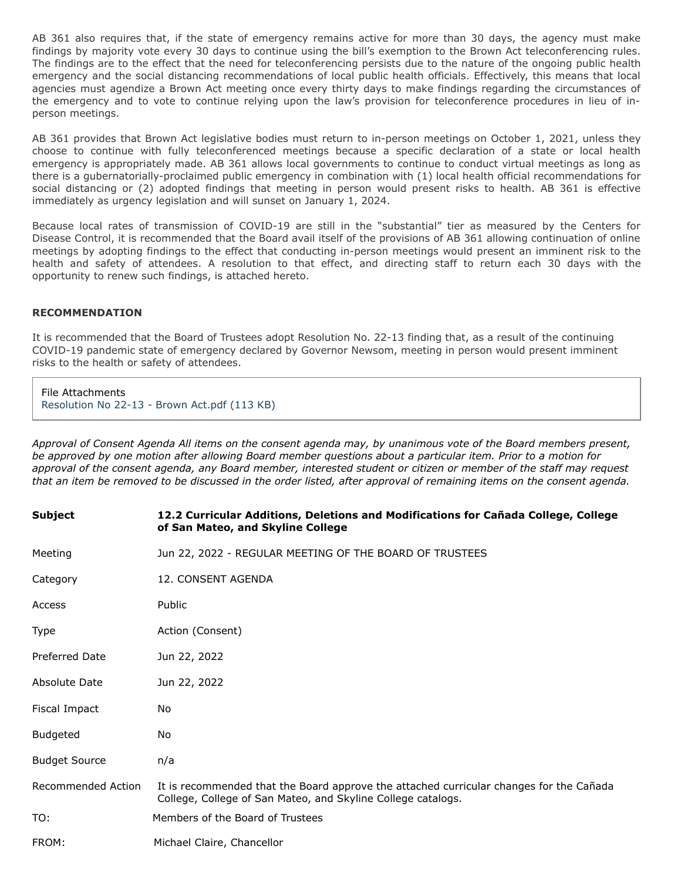AB 361 also requires that, if the state of emergency remains active for more than 30 days, the agency must make findings by majority vote every 30 days to continue using the bill's exemption to the Brown Act teleconferencing rules. The findings are to the effect that the need for teleconferencing persists due to the nature of the ongoing public health emergency and the social distancing recommendations of local public health officials. Effectively, this means that local agencies must agendize a Brown Act meeting once every thirty days to make findings regarding the circumstances of the emergency and to vote to continue relying upon the law's provision for teleconference procedures in lieu of in-person meetings.

AB 361 provides that Brown Act legislative bodies must return to in-person meetings on October 1, 2021, unless they choose to continue with fully teleconferenced meetings because a specific declaration of a state or local health emergency is appropriately made. AB 361 allows local governments to continue to conduct virtual meetings as long as there is a gubernatorially-proclaimed public emergency in combination with (1) local health official recommendations for social distancing or (2) adopted findings that meeting in person would present risks to health. AB 361 is effective immediately as urgency legislation and will sunset on January 1, 2024.

Because local rates of transmission of COVID-19 are still in the "substantial" tier as measured by the Centers for Disease Control, it is recommended that the Board avail itself of the provisions of AB 361 allowing continuation of online meetings by adopting findings to the effect that conducting in-person meetings would present an imminent risk to the health and safety of attendees. A resolution to that effect, and directing staff to return each 30 days with the opportunity to renew such findings, is attached hereto.

**RECOMMENDATION**

It is recommended that the Board of Trustees adopt Resolution No. 22-13 finding that, as a result of the continuing COVID-19 pandemic state of emergency declared by Governor Newsom, meeting in person would present imminent risks to the health or safety of attendees.

File Attachments
Resolution No 22-13 - Brown Act.pdf (113 KB)

*Approval of Consent Agenda All items on the consent agenda may, by unanimous vote of the Board members present, be approved by one motion after allowing Board member questions about a particular item. Prior to a motion for approval of the consent agenda, any Board member, interested student or citizen or member of the staff may request that an item be removed to be discussed in the order listed, after approval of remaining items on the consent agenda.*

| **Subject** | **12.2 Curricular Additions, Deletions and Modifications for Cañada College, College of San Mateo, and Skyline College** |
|---|---|
| Meeting | Jun 22, 2022 - REGULAR MEETING OF THE BOARD OF TRUSTEES |
| Category | 12. CONSENT AGENDA |
| Access | Public |
| Type | Action (Consent) |
| Preferred Date | Jun 22, 2022 |
| Absolute Date | Jun 22, 2022 |
| Fiscal Impact | No |
| Budgeted | No |
| Budget Source | n/a |
| Recommended Action | It is recommended that the Board approve the attached curricular changes for the Cañada College, College of San Mateo, and Skyline College catalogs. |
| TO: | Members of the Board of Trustees |
| FROM: | Michael Claire, Chancellor |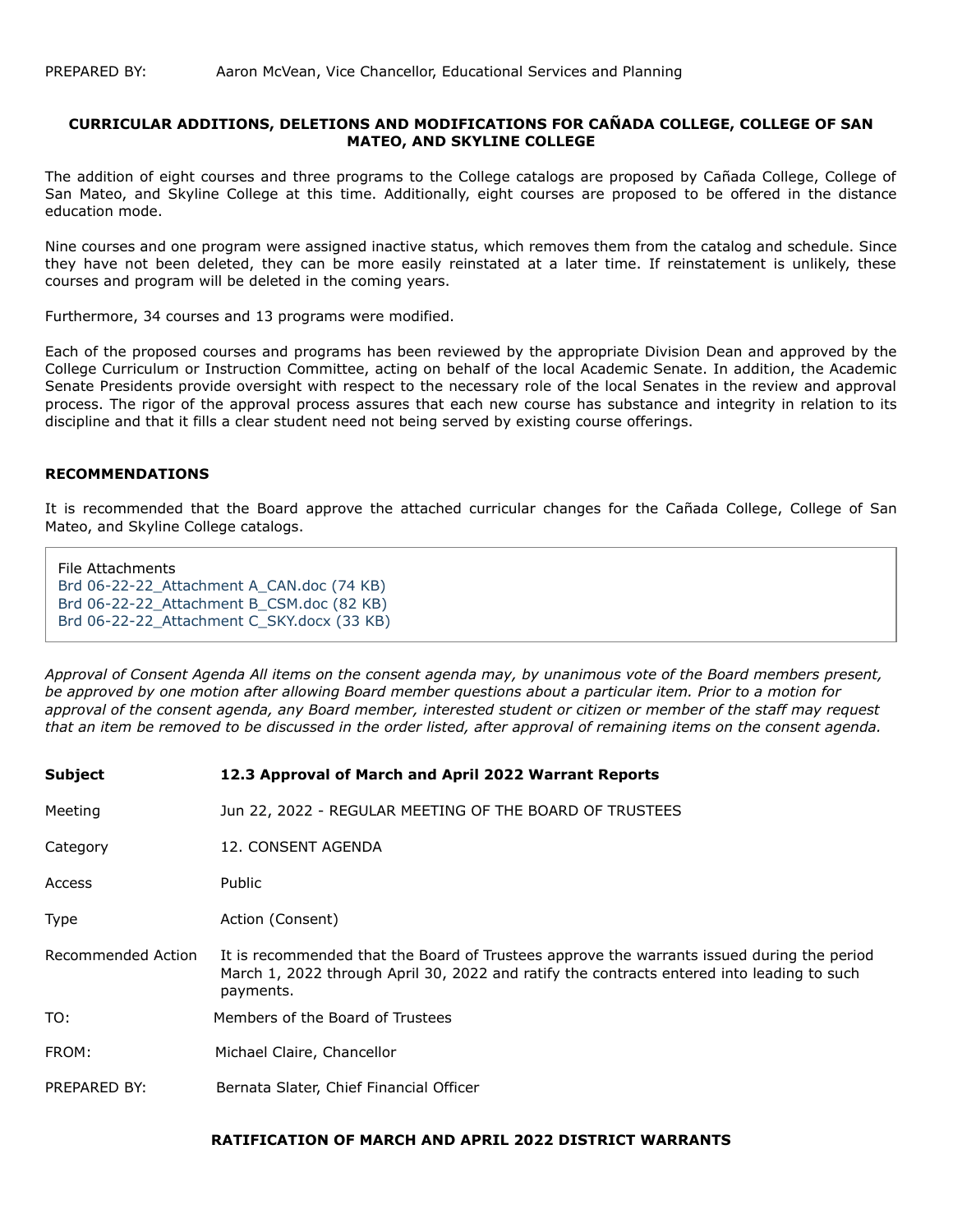PREPARED BY: Aaron McVean, Vice Chancellor, Educational Services and Planning

**CURRICULAR ADDITIONS, DELETIONS AND MODIFICATIONS FOR CAÑADA COLLEGE, COLLEGE OF SAN MATEO, AND SKYLINE COLLEGE**

The addition of eight courses and three programs to the College catalogs are proposed by Cañada College, College of San Mateo, and Skyline College at this time. Additionally, eight courses are proposed to be offered in the distance education mode.

Nine courses and one program were assigned inactive status, which removes them from the catalog and schedule. Since they have not been deleted, they can be more easily reinstated at a later time. If reinstatement is unlikely, these courses and program will be deleted in the coming years.

Furthermore, 34 courses and 13 programs were modified.

Each of the proposed courses and programs has been reviewed by the appropriate Division Dean and approved by the College Curriculum or Instruction Committee, acting on behalf of the local Academic Senate. In addition, the Academic Senate Presidents provide oversight with respect to the necessary role of the local Senates in the review and approval process. The rigor of the approval process assures that each new course has substance and integrity in relation to its discipline and that it fills a clear student need not being served by existing course offerings.

**RECOMMENDATIONS**

It is recommended that the Board approve the attached curricular changes for the Cañada College, College of San Mateo, and Skyline College catalogs.

File Attachments
Brd 06-22-22_Attachment A_CAN.doc (74 KB)
Brd 06-22-22_Attachment B_CSM.doc (82 KB)
Brd 06-22-22_Attachment C_SKY.docx (33 KB)

*Approval of Consent Agenda All items on the consent agenda may, by unanimous vote of the Board members present, be approved by one motion after allowing Board member questions about a particular item. Prior to a motion for approval of the consent agenda, any Board member, interested student or citizen or member of the staff may request that an item be removed to be discussed in the order listed, after approval of remaining items on the consent agenda.*

| | |
|---|---|
| **Subject** | **12.3 Approval of March and April 2022 Warrant Reports** |
| Meeting | Jun 22, 2022 - REGULAR MEETING OF THE BOARD OF TRUSTEES |
| Category | 12. CONSENT AGENDA |
| Access | Public |
| Type | Action (Consent) |
| Recommended Action | It is recommended that the Board of Trustees approve the warrants issued during the period March 1, 2022 through April 30, 2022 and ratify the contracts entered into leading to such payments. |

TO: Members of the Board of Trustees

FROM: Michael Claire, Chancellor

PREPARED BY: Bernata Slater, Chief Financial Officer

**RATIFICATION OF MARCH AND APRIL 2022 DISTRICT WARRANTS**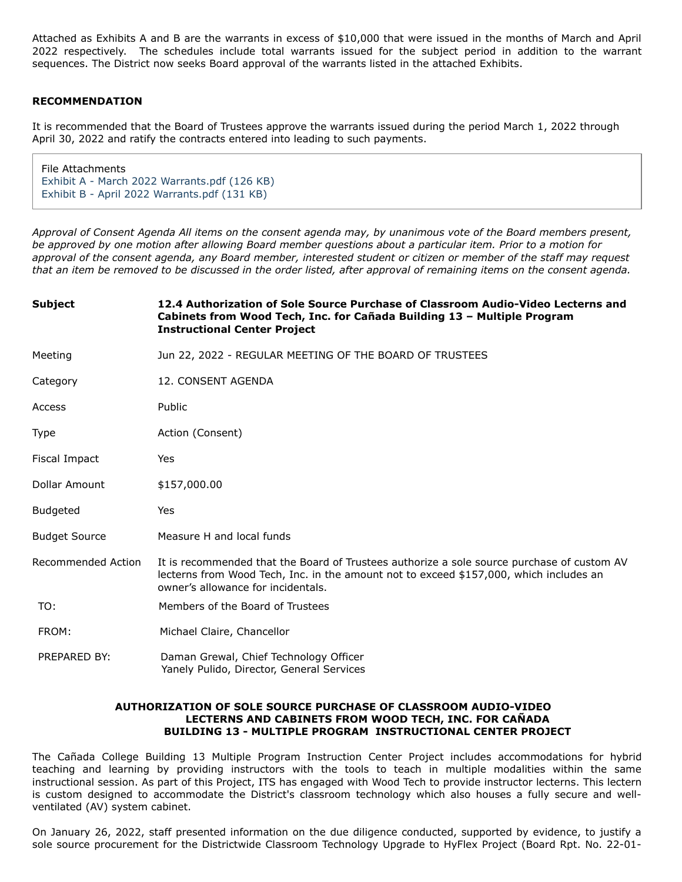Attached as Exhibits A and B are the warrants in excess of $10,000 that were issued in the months of March and April 2022 respectively. The schedules include total warrants issued for the subject period in addition to the warrant sequences. The District now seeks Board approval of the warrants listed in the attached Exhibits.

**RECOMMENDATION**

It is recommended that the Board of Trustees approve the warrants issued during the period March 1, 2022 through April 30, 2022 and ratify the contracts entered into leading to such payments.

File Attachments
Exhibit A - March 2022 Warrants.pdf (126 KB)
Exhibit B - April 2022 Warrants.pdf (131 KB)

*Approval of Consent Agenda All items on the consent agenda may, by unanimous vote of the Board members present, be approved by one motion after allowing Board member questions about a particular item. Prior to a motion for approval of the consent agenda, any Board member, interested student or citizen or member of the staff may request that an item be removed to be discussed in the order listed, after approval of remaining items on the consent agenda.*

| | |
|---|---|
| **Subject** | **12.4 Authorization of Sole Source Purchase of Classroom Audio-Video Lecterns and Cabinets from Wood Tech, Inc. for Cañada Building 13 – Multiple Program Instructional Center Project** |
| Meeting | Jun 22, 2022 - REGULAR MEETING OF THE BOARD OF TRUSTEES |
| Category | 12. CONSENT AGENDA |
| Access | Public |
| Type | Action (Consent) |
| Fiscal Impact | Yes |
| Dollar Amount | $157,000.00 |
| Budgeted | Yes |
| Budget Source | Measure H and local funds |
| Recommended Action | It is recommended that the Board of Trustees authorize a sole source purchase of custom AV lecterns from Wood Tech, Inc. in the amount not to exceed $157,000, which includes an owner's allowance for incidentals. |

TO: Members of the Board of Trustees

FROM: Michael Claire, Chancellor

PREPARED BY: Daman Grewal, Chief Technology Officer
Yanely Pulido, Director, General Services

**AUTHORIZATION OF SOLE SOURCE PURCHASE OF CLASSROOM AUDIO-VIDEO LECTERNS AND CABINETS FROM WOOD TECH, INC. FOR CAÑADA BUILDING 13 - MULTIPLE PROGRAM INSTRUCTIONAL CENTER PROJECT**

The Cañada College Building 13 Multiple Program Instruction Center Project includes accommodations for hybrid teaching and learning by providing instructors with the tools to teach in multiple modalities within the same instructional session. As part of this Project, ITS has engaged with Wood Tech to provide instructor lecterns. This lectern is custom designed to accommodate the District's classroom technology which also houses a fully secure and well-ventilated (AV) system cabinet.

On January 26, 2022, staff presented information on the due diligence conducted, supported by evidence, to justify a sole source procurement for the Districtwide Classroom Technology Upgrade to HyFlex Project (Board Rpt. No. 22-01-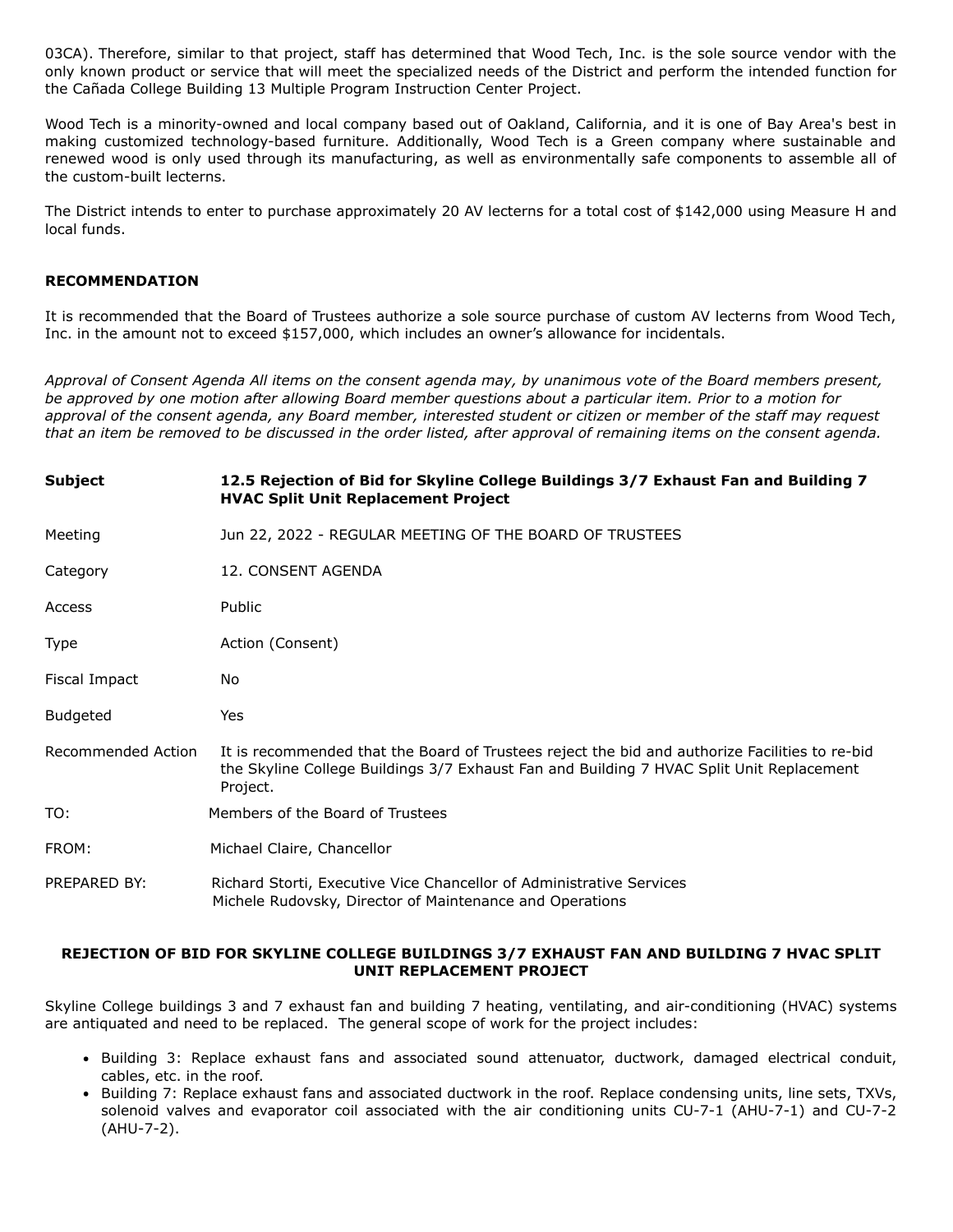03CA). Therefore, similar to that project, staff has determined that Wood Tech, Inc. is the sole source vendor with the only known product or service that will meet the specialized needs of the District and perform the intended function for the Cañada College Building 13 Multiple Program Instruction Center Project.

Wood Tech is a minority-owned and local company based out of Oakland, California, and it is one of Bay Area's best in making customized technology-based furniture. Additionally, Wood Tech is a Green company where sustainable and renewed wood is only used through its manufacturing, as well as environmentally safe components to assemble all of the custom-built lecterns.

The District intends to enter to purchase approximately 20 AV lecterns for a total cost of $142,000 using Measure H and local funds.

**RECOMMENDATION**

It is recommended that the Board of Trustees authorize a sole source purchase of custom AV lecterns from Wood Tech, Inc. in the amount not to exceed $157,000, which includes an owner's allowance for incidentals.

*Approval of Consent Agenda All items on the consent agenda may, by unanimous vote of the Board members present, be approved by one motion after allowing Board member questions about a particular item. Prior to a motion for approval of the consent agenda, any Board member, interested student or citizen or member of the staff may request that an item be removed to be discussed in the order listed, after approval of remaining items on the consent agenda.*

| | |
|---|---|
| **Subject** | **12.5 Rejection of Bid for Skyline College Buildings 3/7 Exhaust Fan and Building 7 HVAC Split Unit Replacement Project** |
| Meeting | Jun 22, 2022 - REGULAR MEETING OF THE BOARD OF TRUSTEES |
| Category | 12. CONSENT AGENDA |
| Access | Public |
| Type | Action (Consent) |
| Fiscal Impact | No |
| Budgeted | Yes |
| Recommended Action | It is recommended that the Board of Trustees reject the bid and authorize Facilities to re-bid the Skyline College Buildings 3/7 Exhaust Fan and Building 7 HVAC Split Unit Replacement Project. |

TO: Members of the Board of Trustees

FROM: Michael Claire, Chancellor

PREPARED BY: Richard Storti, Executive Vice Chancellor of Administrative Services
Michele Rudovsky, Director of Maintenance and Operations

**REJECTION OF BID FOR SKYLINE COLLEGE BUILDINGS 3/7 EXHAUST FAN AND BUILDING 7 HVAC SPLIT UNIT REPLACEMENT PROJECT**

Skyline College buildings 3 and 7 exhaust fan and building 7 heating, ventilating, and air-conditioning (HVAC) systems are antiquated and need to be replaced. The general scope of work for the project includes:

- Building 3: Replace exhaust fans and associated sound attenuator, ductwork, damaged electrical conduit, cables, etc. in the roof.
- Building 7: Replace exhaust fans and associated ductwork in the roof. Replace condensing units, line sets, TXVs, solenoid valves and evaporator coil associated with the air conditioning units CU-7-1 (AHU-7-1) and CU-7-2 (AHU-7-2).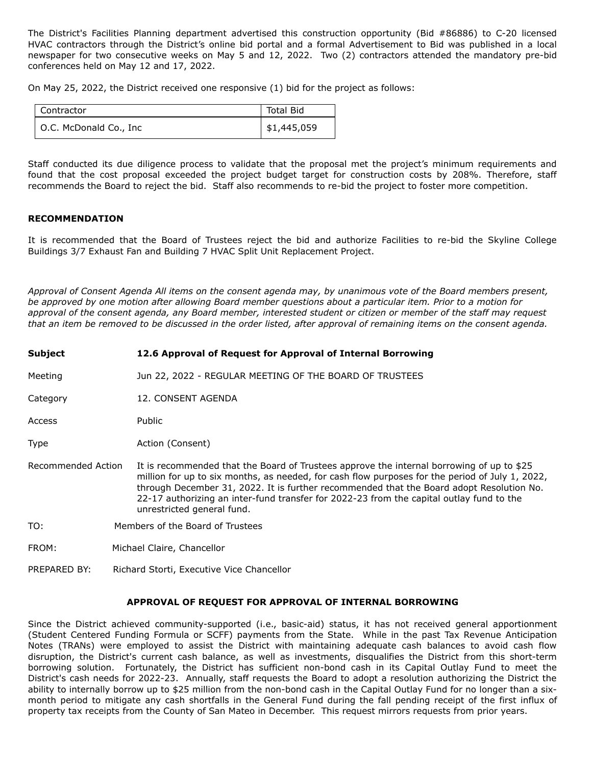The District's Facilities Planning department advertised this construction opportunity (Bid #86886) to C-20 licensed HVAC contractors through the District's online bid portal and a formal Advertisement to Bid was published in a local newspaper for two consecutive weeks on May 5 and 12, 2022. Two (2) contractors attended the mandatory pre-bid conferences held on May 12 and 17, 2022.

On May 25, 2022, the District received one responsive (1) bid for the project as follows:

| Contractor | Total Bid |
|---|---|
| O.C. McDonald Co., Inc | $1,445,059 |

Staff conducted its due diligence process to validate that the proposal met the project's minimum requirements and found that the cost proposal exceeded the project budget target for construction costs by 208%. Therefore, staff recommends the Board to reject the bid. Staff also recommends to re-bid the project to foster more competition.

**RECOMMENDATION**

It is recommended that the Board of Trustees reject the bid and authorize Facilities to re-bid the Skyline College Buildings 3/7 Exhaust Fan and Building 7 HVAC Split Unit Replacement Project.

*Approval of Consent Agenda All items on the consent agenda may, by unanimous vote of the Board members present, be approved by one motion after allowing Board member questions about a particular item. Prior to a motion for approval of the consent agenda, any Board member, interested student or citizen or member of the staff may request that an item be removed to be discussed in the order listed, after approval of remaining items on the consent agenda.*

**Subject** **12.6 Approval of Request for Approval of Internal Borrowing**

Meeting Jun 22, 2022 - REGULAR MEETING OF THE BOARD OF TRUSTEES

Category 12. CONSENT AGENDA

Access Public

Type Action (Consent)

Recommended Action It is recommended that the Board of Trustees approve the internal borrowing of up to $25 million for up to six months, as needed, for cash flow purposes for the period of July 1, 2022, through December 31, 2022. It is further recommended that the Board adopt Resolution No. 22-17 authorizing an inter-fund transfer for 2022-23 from the capital outlay fund to the unrestricted general fund.

TO: Members of the Board of Trustees

FROM: Michael Claire, Chancellor

PREPARED BY: Richard Storti, Executive Vice Chancellor

**APPROVAL OF REQUEST FOR APPROVAL OF INTERNAL BORROWING**

Since the District achieved community-supported (i.e., basic-aid) status, it has not received general apportionment (Student Centered Funding Formula or SCFF) payments from the State. While in the past Tax Revenue Anticipation Notes (TRANs) were employed to assist the District with maintaining adequate cash balances to avoid cash flow disruption, the District's current cash balance, as well as investments, disqualifies the District from this short-term borrowing solution. Fortunately, the District has sufficient non-bond cash in its Capital Outlay Fund to meet the District's cash needs for 2022-23. Annually, staff requests the Board to adopt a resolution authorizing the District the ability to internally borrow up to $25 million from the non-bond cash in the Capital Outlay Fund for no longer than a six-month period to mitigate any cash shortfalls in the General Fund during the fall pending receipt of the first influx of property tax receipts from the County of San Mateo in December. This request mirrors requests from prior years.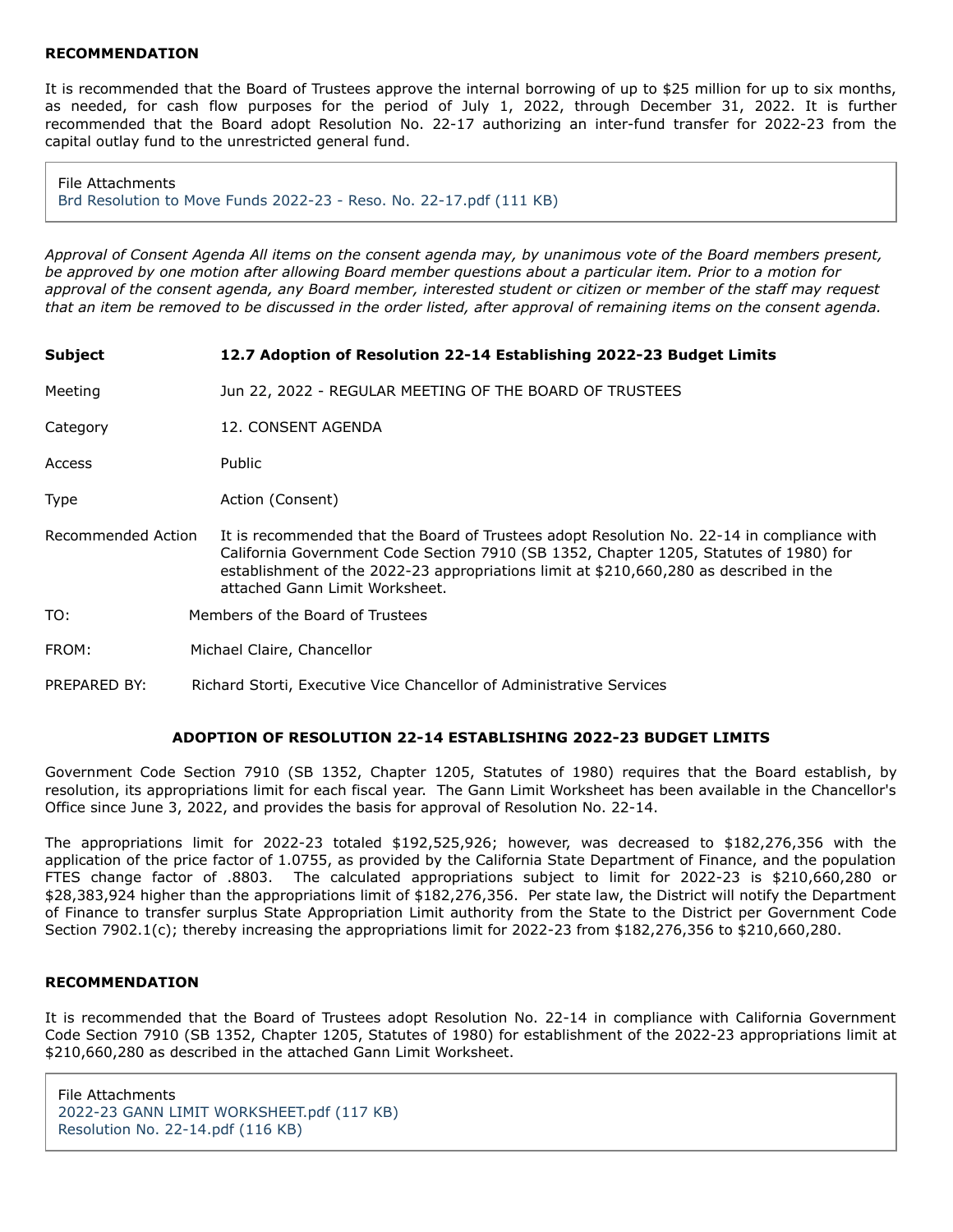**RECOMMENDATION**

It is recommended that the Board of Trustees approve the internal borrowing of up to $25 million for up to six months, as needed, for cash flow purposes for the period of July 1, 2022, through December 31, 2022. It is further recommended that the Board adopt Resolution No. 22-17 authorizing an inter-fund transfer for 2022-23 from the capital outlay fund to the unrestricted general fund.

File Attachments
Brd Resolution to Move Funds 2022-23 - Reso. No. 22-17.pdf (111 KB)

*Approval of Consent Agenda All items on the consent agenda may, by unanimous vote of the Board members present, be approved by one motion after allowing Board member questions about a particular item. Prior to a motion for approval of the consent agenda, any Board member, interested student or citizen or member of the staff may request that an item be removed to be discussed in the order listed, after approval of remaining items on the consent agenda.*

| | |
|---|---|
| **Subject** | **12.7 Adoption of Resolution 22-14 Establishing 2022-23 Budget Limits** |
| Meeting | Jun 22, 2022 - REGULAR MEETING OF THE BOARD OF TRUSTEES |
| Category | 12. CONSENT AGENDA |
| Access | Public |
| Type | Action (Consent) |
| Recommended Action | It is recommended that the Board of Trustees adopt Resolution No. 22-14 in compliance with California Government Code Section 7910 (SB 1352, Chapter 1205, Statutes of 1980) for establishment of the 2022-23 appropriations limit at $210,660,280 as described in the attached Gann Limit Worksheet. |

TO: Members of the Board of Trustees

FROM: Michael Claire, Chancellor

PREPARED BY: Richard Storti, Executive Vice Chancellor of Administrative Services

**ADOPTION OF RESOLUTION 22-14 ESTABLISHING 2022-23 BUDGET LIMITS**

Government Code Section 7910 (SB 1352, Chapter 1205, Statutes of 1980) requires that the Board establish, by resolution, its appropriations limit for each fiscal year. The Gann Limit Worksheet has been available in the Chancellor's Office since June 3, 2022, and provides the basis for approval of Resolution No. 22-14.

The appropriations limit for 2022-23 totaled $192,525,926; however, was decreased to $182,276,356 with the application of the price factor of 1.0755, as provided by the California State Department of Finance, and the population FTES change factor of .8803. The calculated appropriations subject to limit for 2022-23 is $210,660,280 or $28,383,924 higher than the appropriations limit of $182,276,356. Per state law, the District will notify the Department of Finance to transfer surplus State Appropriation Limit authority from the State to the District per Government Code Section 7902.1(c); thereby increasing the appropriations limit for 2022-23 from $182,276,356 to $210,660,280.

**RECOMMENDATION**

It is recommended that the Board of Trustees adopt Resolution No. 22-14 in compliance with California Government Code Section 7910 (SB 1352, Chapter 1205, Statutes of 1980) for establishment of the 2022-23 appropriations limit at $210,660,280 as described in the attached Gann Limit Worksheet.

File Attachments
2022-23 GANN LIMIT WORKSHEET.pdf (117 KB)
Resolution No. 22-14.pdf (116 KB)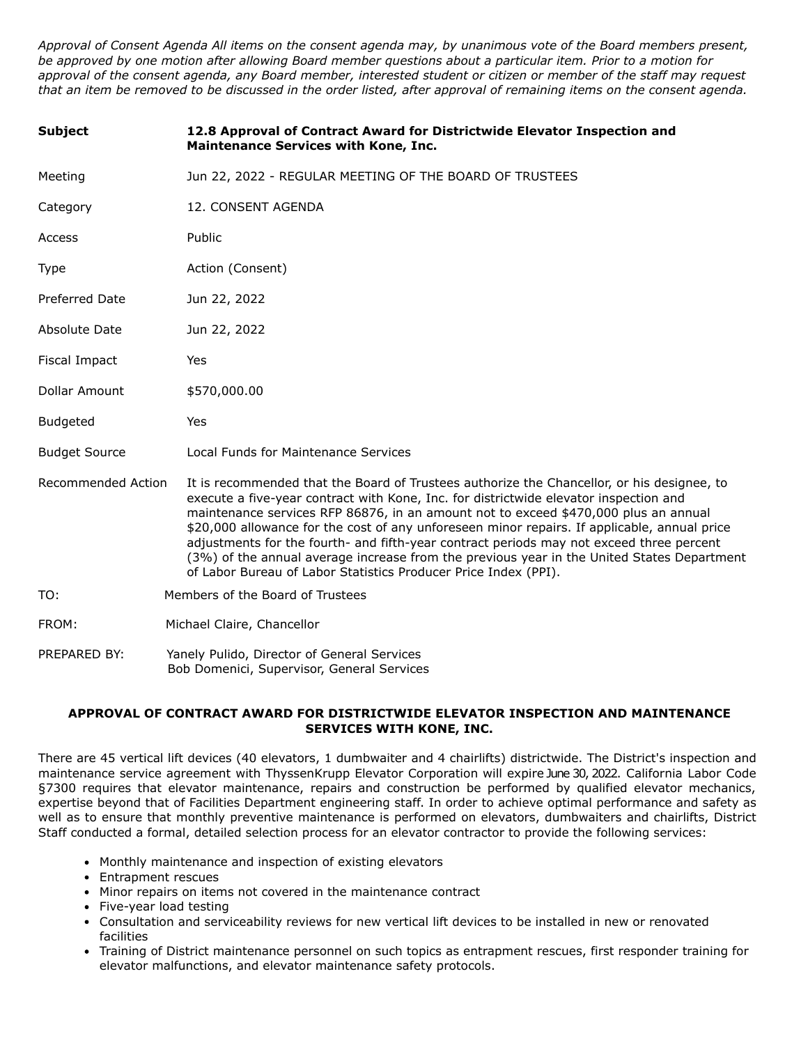*Approval of Consent Agenda All items on the consent agenda may, by unanimous vote of the Board members present, be approved by one motion after allowing Board member questions about a particular item. Prior to a motion for approval of the consent agenda, any Board member, interested student or citizen or member of the staff may request that an item be removed to be discussed in the order listed, after approval of remaining items on the consent agenda.*

| | |
|---|---|
| **Subject** | **12.8 Approval of Contract Award for Districtwide Elevator Inspection and Maintenance Services with Kone, Inc.** |
| Meeting | Jun 22, 2022 - REGULAR MEETING OF THE BOARD OF TRUSTEES |
| Category | 12. CONSENT AGENDA |
| Access | Public |
| Type | Action (Consent) |
| Preferred Date | Jun 22, 2022 |
| Absolute Date | Jun 22, 2022 |
| Fiscal Impact | Yes |
| Dollar Amount | $570,000.00 |
| Budgeted | Yes |
| Budget Source | Local Funds for Maintenance Services |
| Recommended Action | It is recommended that the Board of Trustees authorize the Chancellor, or his designee, to execute a five-year contract with Kone, Inc. for districtwide elevator inspection and maintenance services RFP 86876, in an amount not to exceed $470,000 plus an annual $20,000 allowance for the cost of any unforeseen minor repairs. If applicable, annual price adjustments for the fourth- and fifth-year contract periods may not exceed three percent (3%) of the annual average increase from the previous year in the United States Department of Labor Bureau of Labor Statistics Producer Price Index (PPI). |

TO: Members of the Board of Trustees

FROM: Michael Claire, Chancellor

PREPARED BY: Yanely Pulido, Director of General Services
Bob Domenici, Supervisor, General Services

**APPROVAL OF CONTRACT AWARD FOR DISTRICTWIDE ELEVATOR INSPECTION AND MAINTENANCE SERVICES WITH KONE, INC.**

There are 45 vertical lift devices (40 elevators, 1 dumbwaiter and 4 chairlifts) districtwide. The District's inspection and maintenance service agreement with ThyssenKrupp Elevator Corporation will expire June 30, 2022. California Labor Code §7300 requires that elevator maintenance, repairs and construction be performed by qualified elevator mechanics, expertise beyond that of Facilities Department engineering staff. In order to achieve optimal performance and safety as well as to ensure that monthly preventive maintenance is performed on elevators, dumbwaiters and chairlifts, District Staff conducted a formal, detailed selection process for an elevator contractor to provide the following services:

- Monthly maintenance and inspection of existing elevators
- Entrapment rescues
- Minor repairs on items not covered in the maintenance contract
- Five-year load testing
- Consultation and serviceability reviews for new vertical lift devices to be installed in new or renovated facilities
- Training of District maintenance personnel on such topics as entrapment rescues, first responder training for elevator malfunctions, and elevator maintenance safety protocols.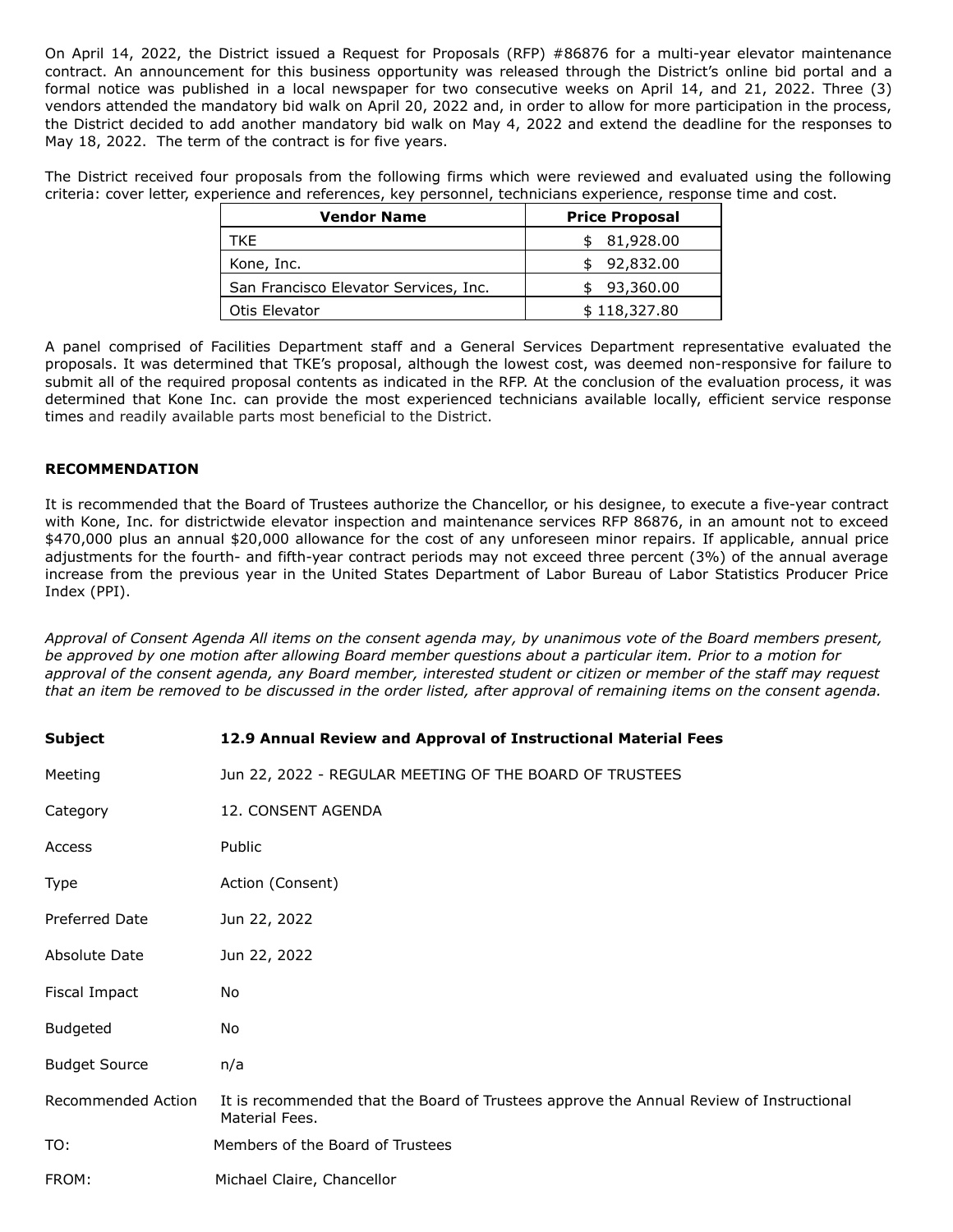On April 14, 2022, the District issued a Request for Proposals (RFP) #86876 for a multi-year elevator maintenance contract. An announcement for this business opportunity was released through the District's online bid portal and a formal notice was published in a local newspaper for two consecutive weeks on April 14, and 21, 2022. Three (3) vendors attended the mandatory bid walk on April 20, 2022 and, in order to allow for more participation in the process, the District decided to add another mandatory bid walk on May 4, 2022 and extend the deadline for the responses to May 18, 2022. The term of the contract is for five years.

The District received four proposals from the following firms which were reviewed and evaluated using the following criteria: cover letter, experience and references, key personnel, technicians experience, response time and cost.

| Vendor Name | Price Proposal |
|---|---|
| TKE | $ 81,928.00 |
| Kone, Inc. | $ 92,832.00 |
| San Francisco Elevator Services, Inc. | $ 93,360.00 |
| Otis Elevator | $ 118,327.80 |

A panel comprised of Facilities Department staff and a General Services Department representative evaluated the proposals. It was determined that TKE's proposal, although the lowest cost, was deemed non-responsive for failure to submit all of the required proposal contents as indicated in the RFP. At the conclusion of the evaluation process, it was determined that Kone Inc. can provide the most experienced technicians available locally, efficient service response times and readily available parts most beneficial to the District.

**RECOMMENDATION**

It is recommended that the Board of Trustees authorize the Chancellor, or his designee, to execute a five-year contract with Kone, Inc. for districtwide elevator inspection and maintenance services RFP 86876, in an amount not to exceed $470,000 plus an annual $20,000 allowance for the cost of any unforeseen minor repairs. If applicable, annual price adjustments for the fourth- and fifth-year contract periods may not exceed three percent (3%) of the annual average increase from the previous year in the United States Department of Labor Bureau of Labor Statistics Producer Price Index (PPI).

*Approval of Consent Agenda All items on the consent agenda may, by unanimous vote of the Board members present, be approved by one motion after allowing Board member questions about a particular item. Prior to a motion for approval of the consent agenda, any Board member, interested student or citizen or member of the staff may request that an item be removed to be discussed in the order listed, after approval of remaining items on the consent agenda.*

| | |
|---|---|
| **Subject** | **12.9 Annual Review and Approval of Instructional Material Fees** |
| Meeting | Jun 22, 2022 - REGULAR MEETING OF THE BOARD OF TRUSTEES |
| Category | 12. CONSENT AGENDA |
| Access | Public |
| Type | Action (Consent) |
| Preferred Date | Jun 22, 2022 |
| Absolute Date | Jun 22, 2022 |
| Fiscal Impact | No |
| Budgeted | No |
| Budget Source | n/a |
| Recommended Action | It is recommended that the Board of Trustees approve the Annual Review of Instructional Material Fees. |

TO: Members of the Board of Trustees

FROM: Michael Claire, Chancellor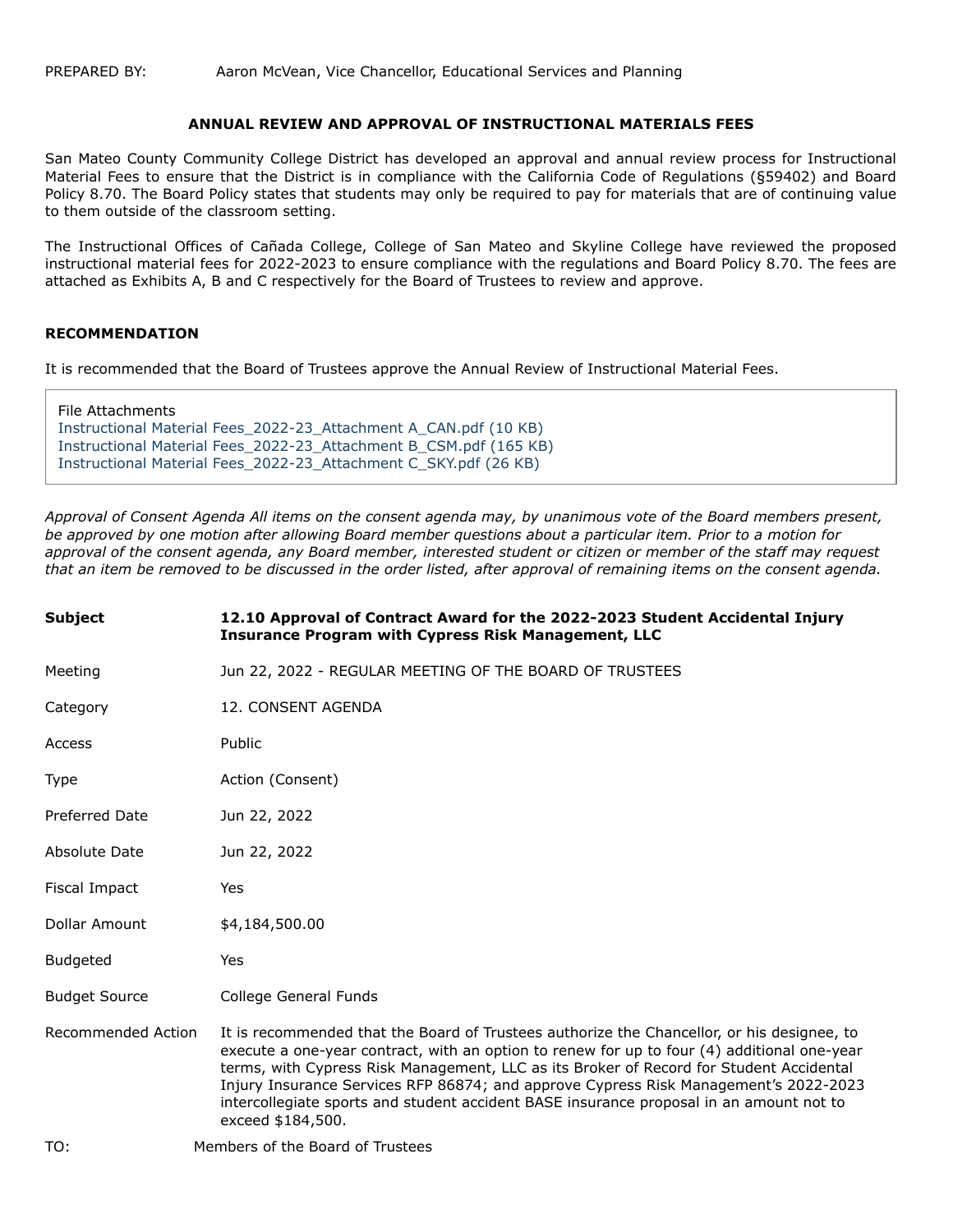PREPARED BY: Aaron McVean, Vice Chancellor, Educational Services and Planning

**ANNUAL REVIEW AND APPROVAL OF INSTRUCTIONAL MATERIALS FEES**

San Mateo County Community College District has developed an approval and annual review process for Instructional Material Fees to ensure that the District is in compliance with the California Code of Regulations (§59402) and Board Policy 8.70. The Board Policy states that students may only be required to pay for materials that are of continuing value to them outside of the classroom setting.

The Instructional Offices of Cañada College, College of San Mateo and Skyline College have reviewed the proposed instructional material fees for 2022-2023 to ensure compliance with the regulations and Board Policy 8.70. The fees are attached as Exhibits A, B and C respectively for the Board of Trustees to review and approve.

**RECOMMENDATION**

It is recommended that the Board of Trustees approve the Annual Review of Instructional Material Fees.

File Attachments
Instructional Material Fees_2022-23_Attachment A_CAN.pdf (10 KB)
Instructional Material Fees_2022-23_Attachment B_CSM.pdf (165 KB)
Instructional Material Fees_2022-23_Attachment C_SKY.pdf (26 KB)

*Approval of Consent Agenda All items on the consent agenda may, by unanimous vote of the Board members present, be approved by one motion after allowing Board member questions about a particular item. Prior to a motion for approval of the consent agenda, any Board member, interested student or citizen or member of the staff may request that an item be removed to be discussed in the order listed, after approval of remaining items on the consent agenda.*

| | |
|---|---|
| **Subject** | **12.10 Approval of Contract Award for the 2022-2023 Student Accidental Injury Insurance Program with Cypress Risk Management, LLC** |
| Meeting | Jun 22, 2022 - REGULAR MEETING OF THE BOARD OF TRUSTEES |
| Category | 12. CONSENT AGENDA |
| Access | Public |
| Type | Action (Consent) |
| Preferred Date | Jun 22, 2022 |
| Absolute Date | Jun 22, 2022 |
| Fiscal Impact | Yes |
| Dollar Amount | $4,184,500.00 |
| Budgeted | Yes |
| Budget Source | College General Funds |
| Recommended Action | It is recommended that the Board of Trustees authorize the Chancellor, or his designee, to execute a one-year contract, with an option to renew for up to four (4) additional one-year terms, with Cypress Risk Management, LLC as its Broker of Record for Student Accidental Injury Insurance Services RFP 86874; and approve Cypress Risk Management's 2022-2023 intercollegiate sports and student accident BASE insurance proposal in an amount not to exceed $184,500. |

TO: Members of the Board of Trustees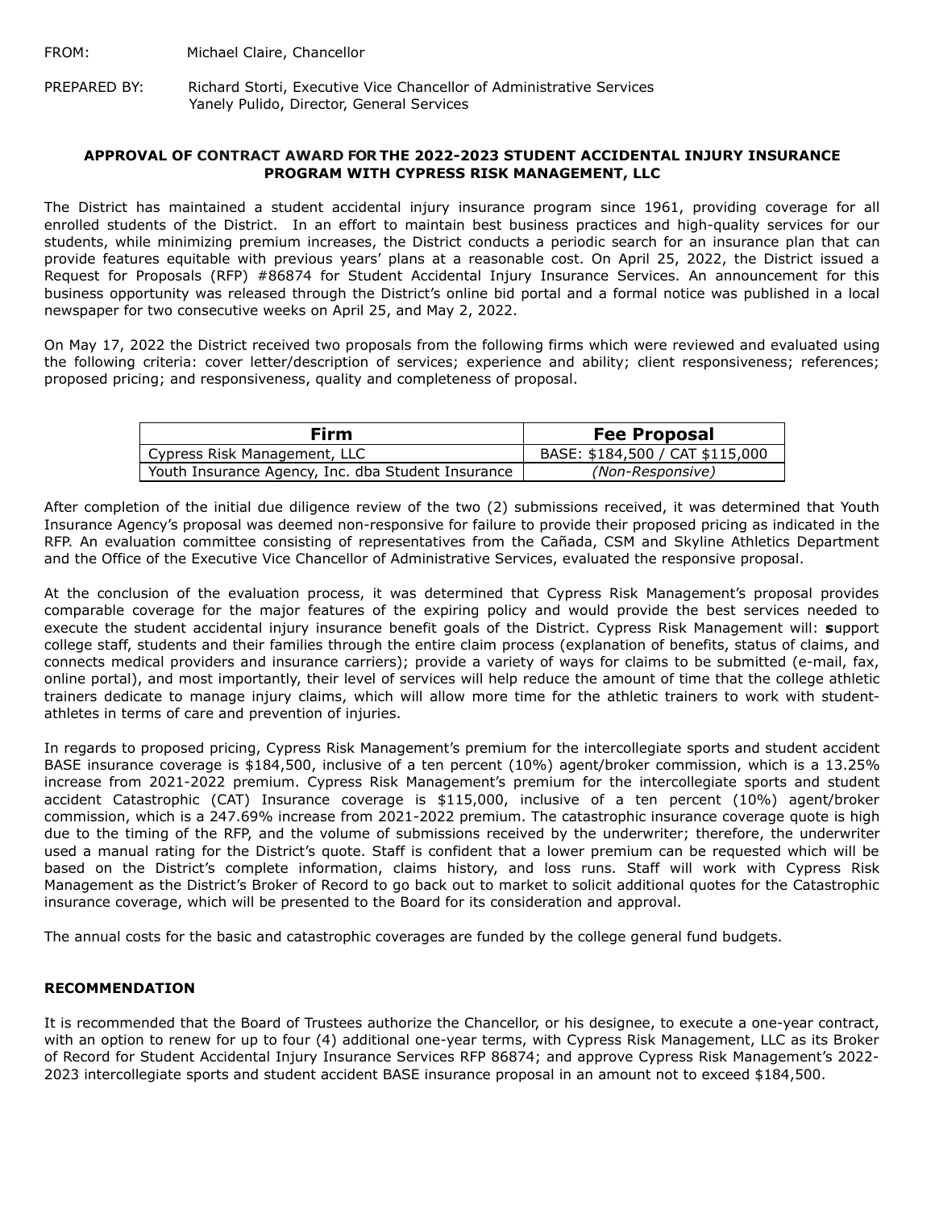FROM: Michael Claire, Chancellor

PREPARED BY: Richard Storti, Executive Vice Chancellor of Administrative Services
Yanely Pulido, Director, General Services

**APPROVAL OF CONTRACT AWARD FOR THE 2022-2023 STUDENT ACCIDENTAL INJURY INSURANCE PROGRAM WITH CYPRESS RISK MANAGEMENT, LLC**

The District has maintained a student accidental injury insurance program since 1961, providing coverage for all enrolled students of the District. In an effort to maintain best business practices and high-quality services for our students, while minimizing premium increases, the District conducts a periodic search for an insurance plan that can provide features equitable with previous years' plans at a reasonable cost. On April 25, 2022, the District issued a Request for Proposals (RFP) #86874 for Student Accidental Injury Insurance Services. An announcement for this business opportunity was released through the District's online bid portal and a formal notice was published in a local newspaper for two consecutive weeks on April 25, and May 2, 2022.

On May 17, 2022 the District received two proposals from the following firms which were reviewed and evaluated using the following criteria: cover letter/description of services; experience and ability; client responsiveness; references; proposed pricing; and responsiveness, quality and completeness of proposal.

| Firm | Fee Proposal |
|---|---|
| Cypress Risk Management, LLC | BASE: $184,500 / CAT $115,000 |
| Youth Insurance Agency, Inc. dba Student Insurance | *(Non-Responsive)* |

After completion of the initial due diligence review of the two (2) submissions received, it was determined that Youth Insurance Agency's proposal was deemed non-responsive for failure to provide their proposed pricing as indicated in the RFP. An evaluation committee consisting of representatives from the Cañada, CSM and Skyline Athletics Department and the Office of the Executive Vice Chancellor of Administrative Services, evaluated the responsive proposal.

At the conclusion of the evaluation process, it was determined that Cypress Risk Management's proposal provides comparable coverage for the major features of the expiring policy and would provide the best services needed to execute the student accidental injury insurance benefit goals of the District. Cypress Risk Management will: **s**upport college staff, students and their families through the entire claim process (explanation of benefits, status of claims, and connects medical providers and insurance carriers); provide a variety of ways for claims to be submitted (e-mail, fax, online portal), and most importantly, their level of services will help reduce the amount of time that the college athletic trainers dedicate to manage injury claims, which will allow more time for the athletic trainers to work with student-athletes in terms of care and prevention of injuries.

In regards to proposed pricing, Cypress Risk Management's premium for the intercollegiate sports and student accident BASE insurance coverage is $184,500, inclusive of a ten percent (10%) agent/broker commission, which is a 13.25% increase from 2021-2022 premium. Cypress Risk Management's premium for the intercollegiate sports and student accident Catastrophic (CAT) Insurance coverage is $115,000, inclusive of a ten percent (10%) agent/broker commission, which is a 247.69% increase from 2021-2022 premium. The catastrophic insurance coverage quote is high due to the timing of the RFP, and the volume of submissions received by the underwriter; therefore, the underwriter used a manual rating for the District's quote. Staff is confident that a lower premium can be requested which will be based on the District's complete information, claims history, and loss runs. Staff will work with Cypress Risk Management as the District's Broker of Record to go back out to market to solicit additional quotes for the Catastrophic insurance coverage, which will be presented to the Board for its consideration and approval.

The annual costs for the basic and catastrophic coverages are funded by the college general fund budgets.

**RECOMMENDATION**

It is recommended that the Board of Trustees authorize the Chancellor, or his designee, to execute a one-year contract, with an option to renew for up to four (4) additional one-year terms, with Cypress Risk Management, LLC as its Broker of Record for Student Accidental Injury Insurance Services RFP 86874; and approve Cypress Risk Management's 2022-2023 intercollegiate sports and student accident BASE insurance proposal in an amount not to exceed $184,500.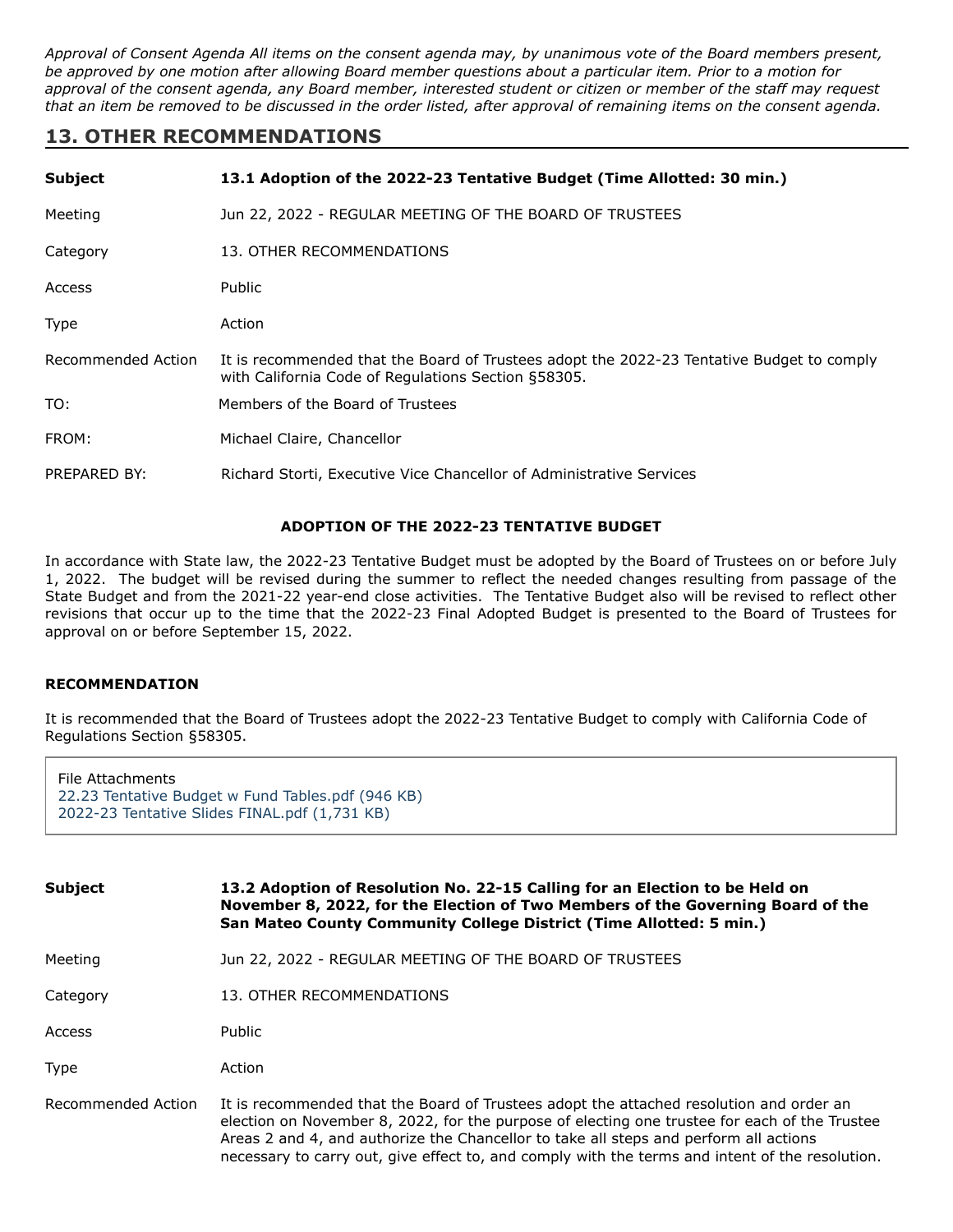*Approval of Consent Agenda All items on the consent agenda may, by unanimous vote of the Board members present, be approved by one motion after allowing Board member questions about a particular item. Prior to a motion for approval of the consent agenda, any Board member, interested student or citizen or member of the staff may request that an item be removed to be discussed in the order listed, after approval of remaining items on the consent agenda.*

## 13. OTHER RECOMMENDATIONS

| | |
|---|---|
| **Subject** | **13.1 Adoption of the 2022-23 Tentative Budget (Time Allotted: 30 min.)** |
| Meeting | Jun 22, 2022 - REGULAR MEETING OF THE BOARD OF TRUSTEES |
| Category | 13. OTHER RECOMMENDATIONS |
| Access | Public |
| Type | Action |
| Recommended Action | It is recommended that the Board of Trustees adopt the 2022-23 Tentative Budget to comply with California Code of Regulations Section §58305. |
| TO: | Members of the Board of Trustees |
| FROM: | Michael Claire, Chancellor |
| PREPARED BY: | Richard Storti, Executive Vice Chancellor of Administrative Services |

**ADOPTION OF THE 2022-23 TENTATIVE BUDGET**

In accordance with State law, the 2022-23 Tentative Budget must be adopted by the Board of Trustees on or before July 1, 2022. The budget will be revised during the summer to reflect the needed changes resulting from passage of the State Budget and from the 2021-22 year-end close activities. The Tentative Budget also will be revised to reflect other revisions that occur up to the time that the 2022-23 Final Adopted Budget is presented to the Board of Trustees for approval on or before September 15, 2022.

**RECOMMENDATION**

It is recommended that the Board of Trustees adopt the 2022-23 Tentative Budget to comply with California Code of Regulations Section §58305.

File Attachments
22.23 Tentative Budget w Fund Tables.pdf (946 KB)
2022-23 Tentative Slides FINAL.pdf (1,731 KB)

| | |
|---|---|
| **Subject** | **13.2 Adoption of Resolution No. 22-15 Calling for an Election to be Held on November 8, 2022, for the Election of Two Members of the Governing Board of the San Mateo County Community College District (Time Allotted: 5 min.)** |
| Meeting | Jun 22, 2022 - REGULAR MEETING OF THE BOARD OF TRUSTEES |
| Category | 13. OTHER RECOMMENDATIONS |
| Access | Public |
| Type | Action |
| Recommended Action | It is recommended that the Board of Trustees adopt the attached resolution and order an election on November 8, 2022, for the purpose of electing one trustee for each of the Trustee Areas 2 and 4, and authorize the Chancellor to take all steps and perform all actions necessary to carry out, give effect to, and comply with the terms and intent of the resolution. |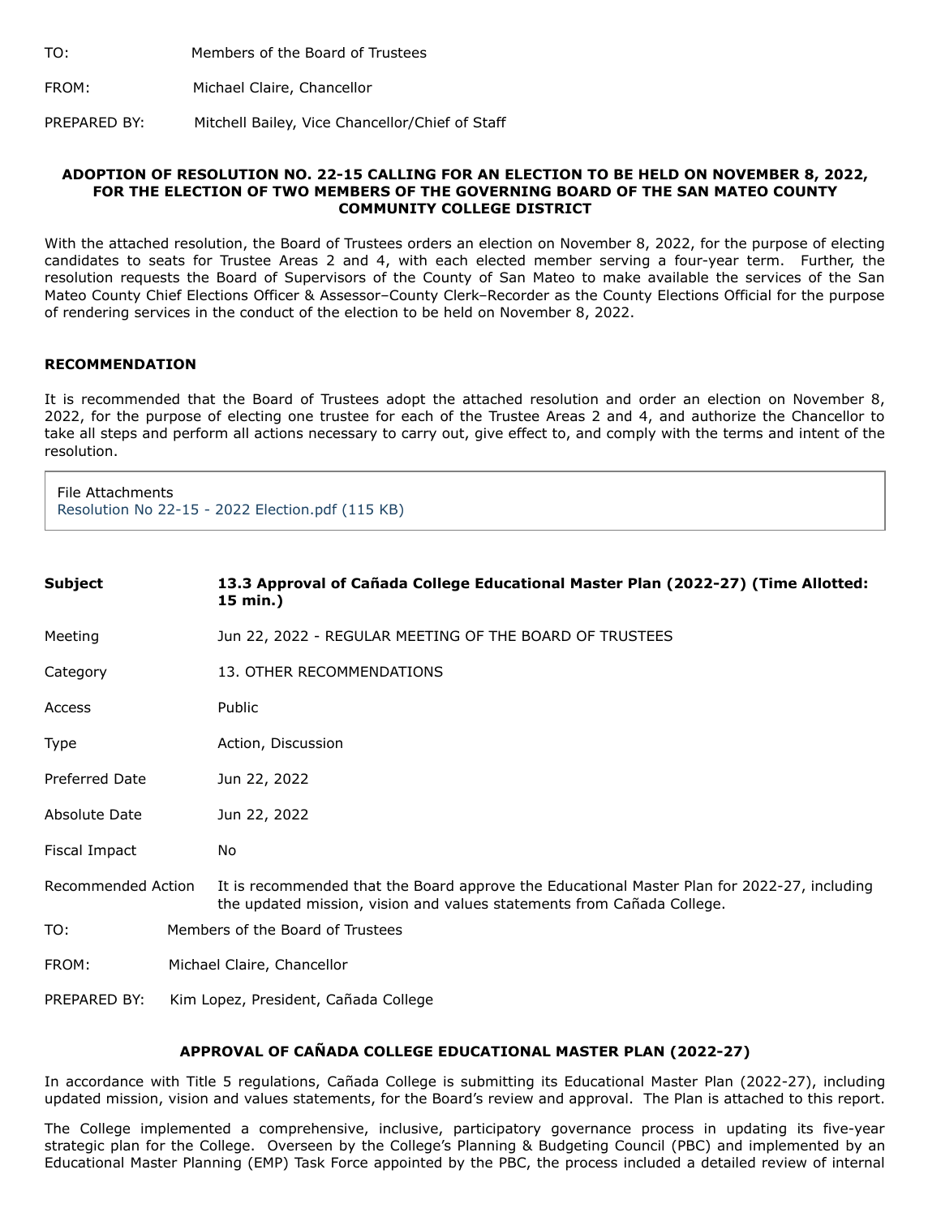TO: Members of the Board of Trustees

FROM: Michael Claire, Chancellor

PREPARED BY: Mitchell Bailey, Vice Chancellor/Chief of Staff

**ADOPTION OF RESOLUTION NO. 22-15 CALLING FOR AN ELECTION TO BE HELD ON NOVEMBER 8, 2022, FOR THE ELECTION OF TWO MEMBERS OF THE GOVERNING BOARD OF THE SAN MATEO COUNTY COMMUNITY COLLEGE DISTRICT**

With the attached resolution, the Board of Trustees orders an election on November 8, 2022, for the purpose of electing candidates to seats for Trustee Areas 2 and 4, with each elected member serving a four-year term. Further, the resolution requests the Board of Supervisors of the County of San Mateo to make available the services of the San Mateo County Chief Elections Officer & Assessor–County Clerk–Recorder as the County Elections Official for the purpose of rendering services in the conduct of the election to be held on November 8, 2022.

**RECOMMENDATION**

It is recommended that the Board of Trustees adopt the attached resolution and order an election on November 8, 2022, for the purpose of electing one trustee for each of the Trustee Areas 2 and 4, and authorize the Chancellor to take all steps and perform all actions necessary to carry out, give effect to, and comply with the terms and intent of the resolution.

File Attachments
Resolution No 22-15 - 2022 Election.pdf (115 KB)

| | |
|---|---|
| **Subject** | **13.3 Approval of Cañada College Educational Master Plan (2022-27) (Time Allotted: 15 min.)** |
| Meeting | Jun 22, 2022 - REGULAR MEETING OF THE BOARD OF TRUSTEES |
| Category | 13. OTHER RECOMMENDATIONS |
| Access | Public |
| Type | Action, Discussion |
| Preferred Date | Jun 22, 2022 |
| Absolute Date | Jun 22, 2022 |
| Fiscal Impact | No |
| Recommended Action | It is recommended that the Board approve the Educational Master Plan for 2022-27, including the updated mission, vision and values statements from Cañada College. |

TO: Members of the Board of Trustees

FROM: Michael Claire, Chancellor

PREPARED BY: Kim Lopez, President, Cañada College

**APPROVAL OF CAÑADA COLLEGE EDUCATIONAL MASTER PLAN (2022-27)**

In accordance with Title 5 regulations, Cañada College is submitting its Educational Master Plan (2022-27), including updated mission, vision and values statements, for the Board's review and approval. The Plan is attached to this report.

The College implemented a comprehensive, inclusive, participatory governance process in updating its five-year strategic plan for the College. Overseen by the College's Planning & Budgeting Council (PBC) and implemented by an Educational Master Planning (EMP) Task Force appointed by the PBC, the process included a detailed review of internal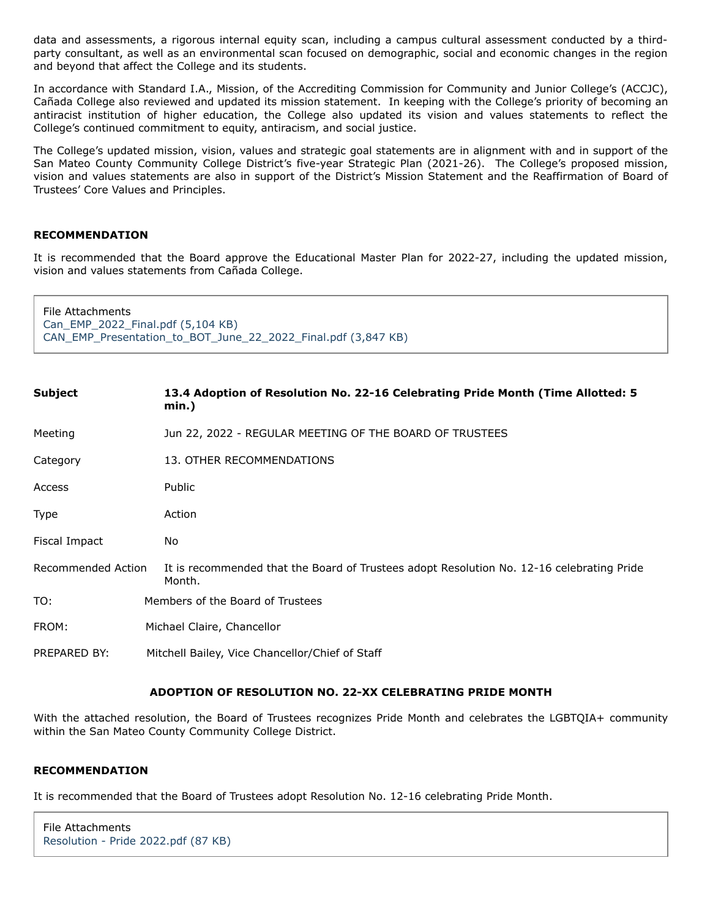data and assessments, a rigorous internal equity scan, including a campus cultural assessment conducted by a third-party consultant, as well as an environmental scan focused on demographic, social and economic changes in the region and beyond that affect the College and its students.

In accordance with Standard I.A., Mission, of the Accrediting Commission for Community and Junior College's (ACCJC), Cañada College also reviewed and updated its mission statement. In keeping with the College's priority of becoming an antiracist institution of higher education, the College also updated its vision and values statements to reflect the College's continued commitment to equity, antiracism, and social justice.

The College's updated mission, vision, values and strategic goal statements are in alignment with and in support of the San Mateo County Community College District's five-year Strategic Plan (2021-26). The College's proposed mission, vision and values statements are also in support of the District's Mission Statement and the Reaffirmation of Board of Trustees' Core Values and Principles.

**RECOMMENDATION**

It is recommended that the Board approve the Educational Master Plan for 2022-27, including the updated mission, vision and values statements from Cañada College.

File Attachments
Can_EMP_2022_Final.pdf (5,104 KB)
CAN_EMP_Presentation_to_BOT_June_22_2022_Final.pdf (3,847 KB)

| | |
|---|---|
| **Subject** | **13.4 Adoption of Resolution No. 22-16 Celebrating Pride Month (Time Allotted: 5 min.)** |
| Meeting | Jun 22, 2022 - REGULAR MEETING OF THE BOARD OF TRUSTEES |
| Category | 13. OTHER RECOMMENDATIONS |
| Access | Public |
| Type | Action |
| Fiscal Impact | No |
| Recommended Action | It is recommended that the Board of Trustees adopt Resolution No. 12-16 celebrating Pride Month. |

TO: Members of the Board of Trustees

FROM: Michael Claire, Chancellor

PREPARED BY: Mitchell Bailey, Vice Chancellor/Chief of Staff

**ADOPTION OF RESOLUTION NO. 22-XX CELEBRATING PRIDE MONTH**

With the attached resolution, the Board of Trustees recognizes Pride Month and celebrates the LGBTQIA+ community within the San Mateo County Community College District.

**RECOMMENDATION**

It is recommended that the Board of Trustees adopt Resolution No. 12-16 celebrating Pride Month.

File Attachments
Resolution - Pride 2022.pdf (87 KB)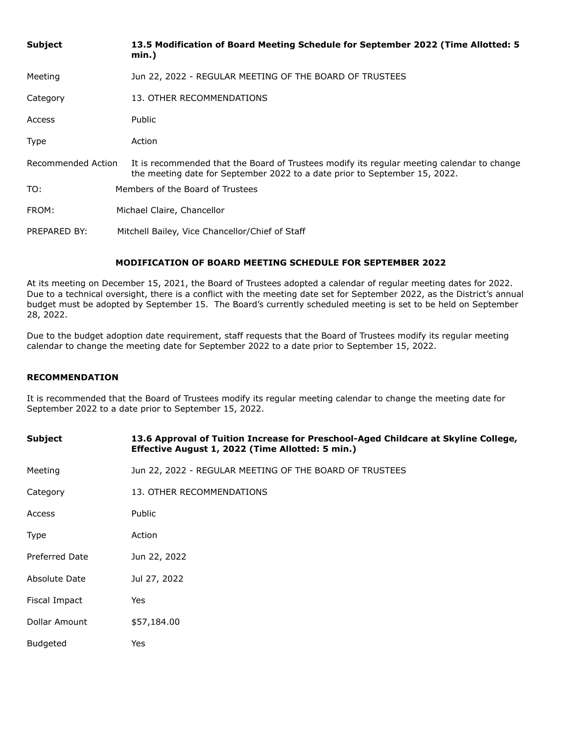| | |
|---|---|
| **Subject** | **13.5 Modification of Board Meeting Schedule for September 2022 (Time Allotted: 5 min.)** |
| Meeting | Jun 22, 2022 - REGULAR MEETING OF THE BOARD OF TRUSTEES |
| Category | 13. OTHER RECOMMENDATIONS |
| Access | Public |
| Type | Action |
| Recommended Action | It is recommended that the Board of Trustees modify its regular meeting calendar to change the meeting date for September 2022 to a date prior to September 15, 2022. |

TO: Members of the Board of Trustees

FROM: Michael Claire, Chancellor

PREPARED BY: Mitchell Bailey, Vice Chancellor/Chief of Staff

**MODIFICATION OF BOARD MEETING SCHEDULE FOR SEPTEMBER 2022**

At its meeting on December 15, 2021, the Board of Trustees adopted a calendar of regular meeting dates for 2022. Due to a technical oversight, there is a conflict with the meeting date set for September 2022, as the District's annual budget must be adopted by September 15. The Board's currently scheduled meeting is set to be held on September 28, 2022.

Due to the budget adoption date requirement, staff requests that the Board of Trustees modify its regular meeting calendar to change the meeting date for September 2022 to a date prior to September 15, 2022.

**RECOMMENDATION**

It is recommended that the Board of Trustees modify its regular meeting calendar to change the meeting date for September 2022 to a date prior to September 15, 2022.

| | |
|---|---|
| **Subject** | **13.6 Approval of Tuition Increase for Preschool-Aged Childcare at Skyline College, Effective August 1, 2022 (Time Allotted: 5 min.)** |
| Meeting | Jun 22, 2022 - REGULAR MEETING OF THE BOARD OF TRUSTEES |
| Category | 13. OTHER RECOMMENDATIONS |
| Access | Public |
| Type | Action |
| Preferred Date | Jun 22, 2022 |
| Absolute Date | Jul 27, 2022 |
| Fiscal Impact | Yes |
| Dollar Amount | $57,184.00 |
| Budgeted | Yes |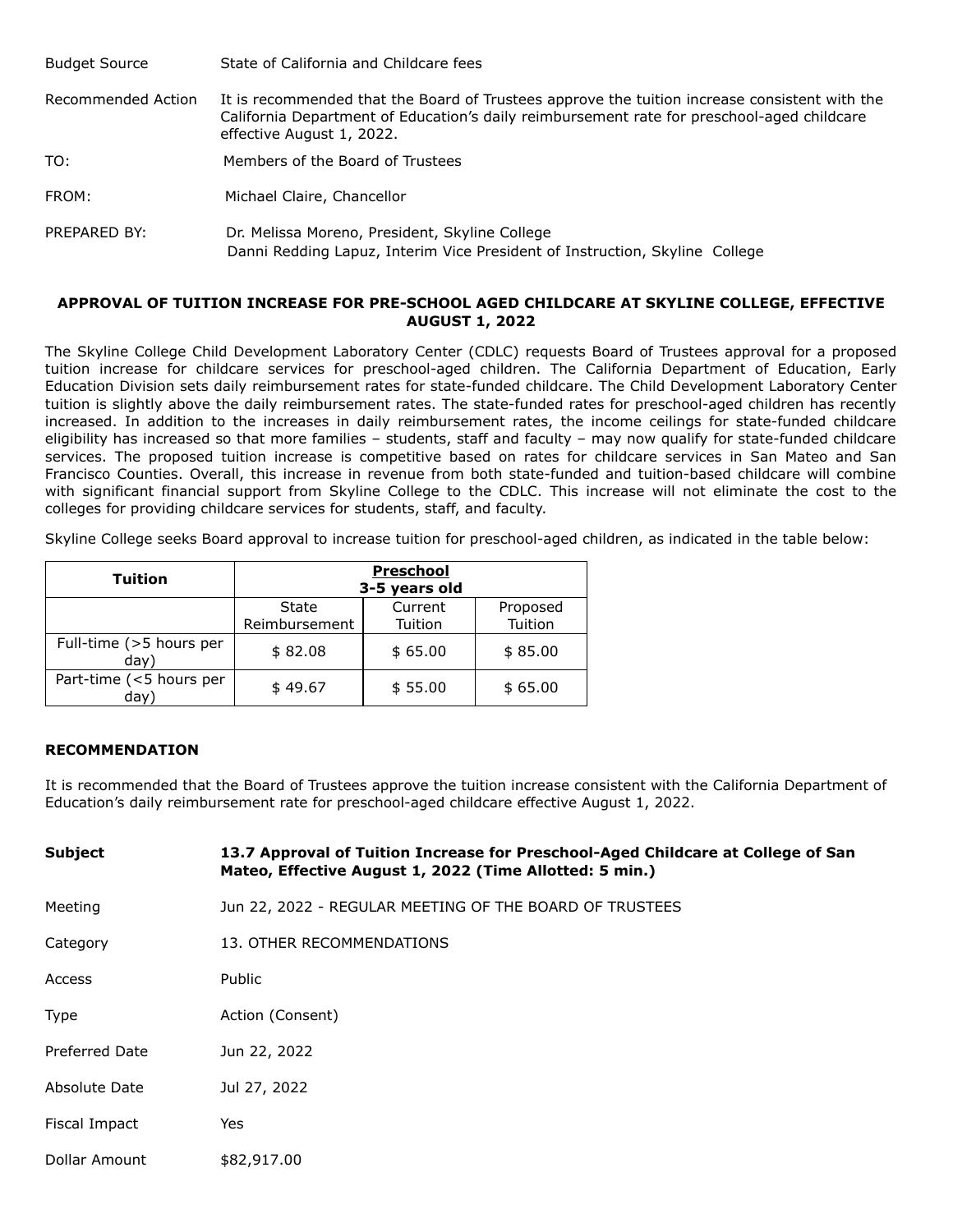| | |
|---|---|
| Budget Source | State of California and Childcare fees |
| Recommended Action | It is recommended that the Board of Trustees approve the tuition increase consistent with the California Department of Education's daily reimbursement rate for preschool-aged childcare effective August 1, 2022. |
| TO: | Members of the Board of Trustees |
| FROM: | Michael Claire, Chancellor |
| PREPARED BY: | Dr. Melissa Moreno, President, Skyline College<br>Danni Redding Lapuz, Interim Vice President of Instruction, Skyline College |

**APPROVAL OF TUITION INCREASE FOR PRE-SCHOOL AGED CHILDCARE AT SKYLINE COLLEGE, EFFECTIVE AUGUST 1, 2022**

The Skyline College Child Development Laboratory Center (CDLC) requests Board of Trustees approval for a proposed tuition increase for childcare services for preschool-aged children. The California Department of Education, Early Education Division sets daily reimbursement rates for state-funded childcare. The Child Development Laboratory Center tuition is slightly above the daily reimbursement rates. The state-funded rates for preschool-aged children has recently increased. In addition to the increases in daily reimbursement rates, the income ceilings for state-funded childcare eligibility has increased so that more families – students, staff and faculty – may now qualify for state-funded childcare services. The proposed tuition increase is competitive based on rates for childcare services in San Mateo and San Francisco Counties. Overall, this increase in revenue from both state-funded and tuition-based childcare will combine with significant financial support from Skyline College to the CDLC. This increase will not eliminate the cost to the colleges for providing childcare services for students, staff, and faculty.

Skyline College seeks Board approval to increase tuition for preschool-aged children, as indicated in the table below:

| Tuition | Preschool 3-5 years old | | |
|---|---|---|---|
| | State Reimbursement | Current Tuition | Proposed Tuition |
| Full-time (>5 hours per day) | $ 82.08 | $ 65.00 | $ 85.00 |
| Part-time (<5 hours per day) | $ 49.67 | $ 55.00 | $ 65.00 |

**RECOMMENDATION**

It is recommended that the Board of Trustees approve the tuition increase consistent with the California Department of Education's daily reimbursement rate for preschool-aged childcare effective August 1, 2022.

| | |
|---|---|
| **Subject** | **13.7 Approval of Tuition Increase for Preschool-Aged Childcare at College of San Mateo, Effective August 1, 2022 (Time Allotted: 5 min.)** |
| Meeting | Jun 22, 2022 - REGULAR MEETING OF THE BOARD OF TRUSTEES |
| Category | 13. OTHER RECOMMENDATIONS |
| Access | Public |
| Type | Action (Consent) |
| Preferred Date | Jun 22, 2022 |
| Absolute Date | Jul 27, 2022 |
| Fiscal Impact | Yes |
| Dollar Amount | $82,917.00 |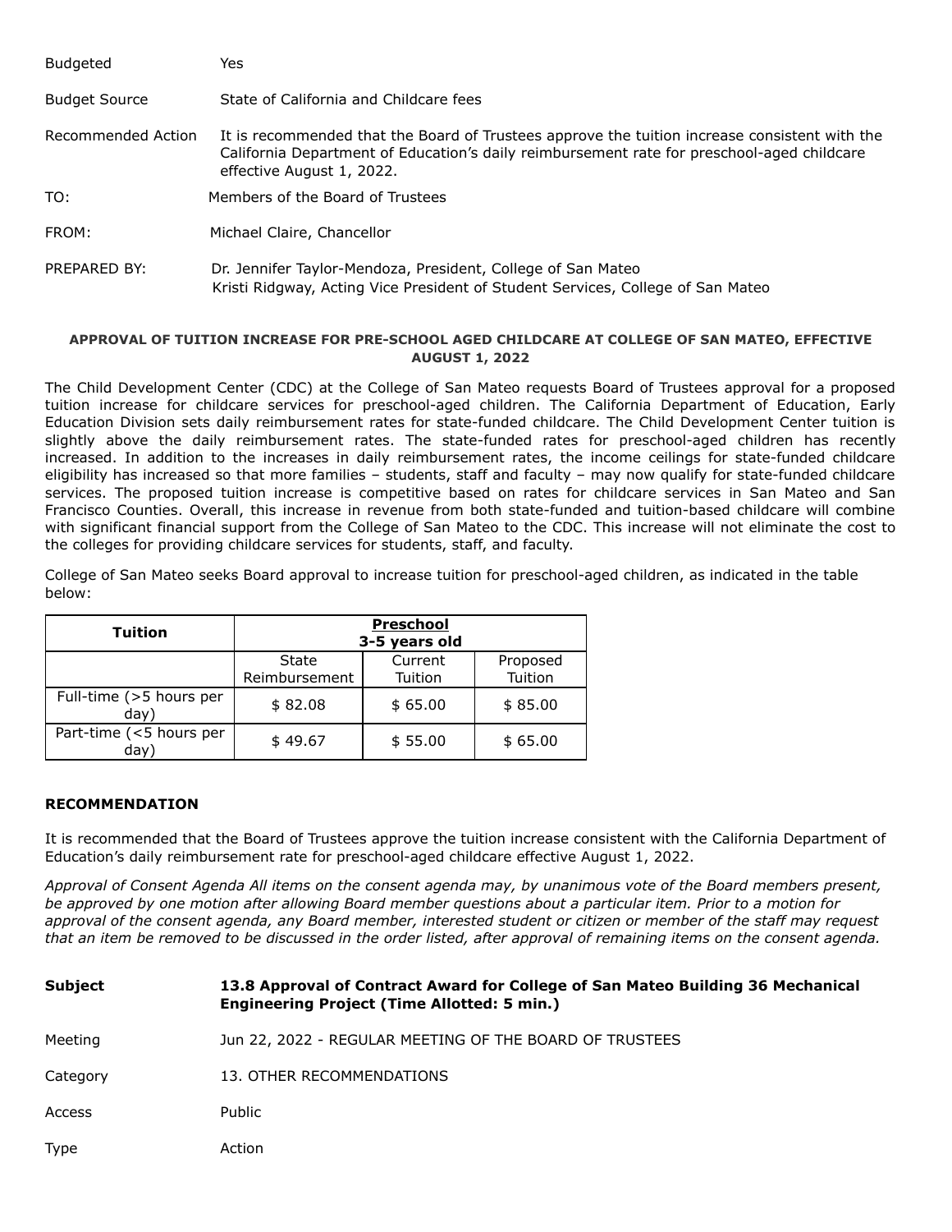| | |
|---|---|
| Budgeted | Yes |
| Budget Source | State of California and Childcare fees |
| Recommended Action | It is recommended that the Board of Trustees approve the tuition increase consistent with the California Department of Education's daily reimbursement rate for preschool-aged childcare effective August 1, 2022. |
| TO: | Members of the Board of Trustees |
| FROM: | Michael Claire, Chancellor |
| PREPARED BY: | Dr. Jennifer Taylor-Mendoza, President, College of San Mateo<br>Kristi Ridgway, Acting Vice President of Student Services, College of San Mateo |

**APPROVAL OF TUITION INCREASE FOR PRE-SCHOOL AGED CHILDCARE AT COLLEGE OF SAN MATEO, EFFECTIVE AUGUST 1, 2022**

The Child Development Center (CDC) at the College of San Mateo requests Board of Trustees approval for a proposed tuition increase for childcare services for preschool-aged children. The California Department of Education, Early Education Division sets daily reimbursement rates for state-funded childcare. The Child Development Center tuition is slightly above the daily reimbursement rates. The state-funded rates for preschool-aged children has recently increased. In addition to the increases in daily reimbursement rates, the income ceilings for state-funded childcare eligibility has increased so that more families – students, staff and faculty – may now qualify for state-funded childcare services. The proposed tuition increase is competitive based on rates for childcare services in San Mateo and San Francisco Counties. Overall, this increase in revenue from both state-funded and tuition-based childcare will combine with significant financial support from the College of San Mateo to the CDC. This increase will not eliminate the cost to the colleges for providing childcare services for students, staff, and faculty.

College of San Mateo seeks Board approval to increase tuition for preschool-aged children, as indicated in the table below:

| Tuition | Preschool<br>3-5 years old | | |
|---|---|---|---|
| | State Reimbursement | Current Tuition | Proposed Tuition |
| Full-time (>5 hours per day) | $ 82.08 | $ 65.00 | $ 85.00 |
| Part-time (<5 hours per day) | $ 49.67 | $ 55.00 | $ 65.00 |

**RECOMMENDATION**

It is recommended that the Board of Trustees approve the tuition increase consistent with the California Department of Education's daily reimbursement rate for preschool-aged childcare effective August 1, 2022.

*Approval of Consent Agenda All items on the consent agenda may, by unanimous vote of the Board members present, be approved by one motion after allowing Board member questions about a particular item. Prior to a motion for approval of the consent agenda, any Board member, interested student or citizen or member of the staff may request that an item be removed to be discussed in the order listed, after approval of remaining items on the consent agenda.*

| | |
|---|---|
| **Subject** | **13.8 Approval of Contract Award for College of San Mateo Building 36 Mechanical Engineering Project (Time Allotted: 5 min.)** |
| Meeting | Jun 22, 2022 - REGULAR MEETING OF THE BOARD OF TRUSTEES |
| Category | 13. OTHER RECOMMENDATIONS |
| Access | Public |
| Type | Action |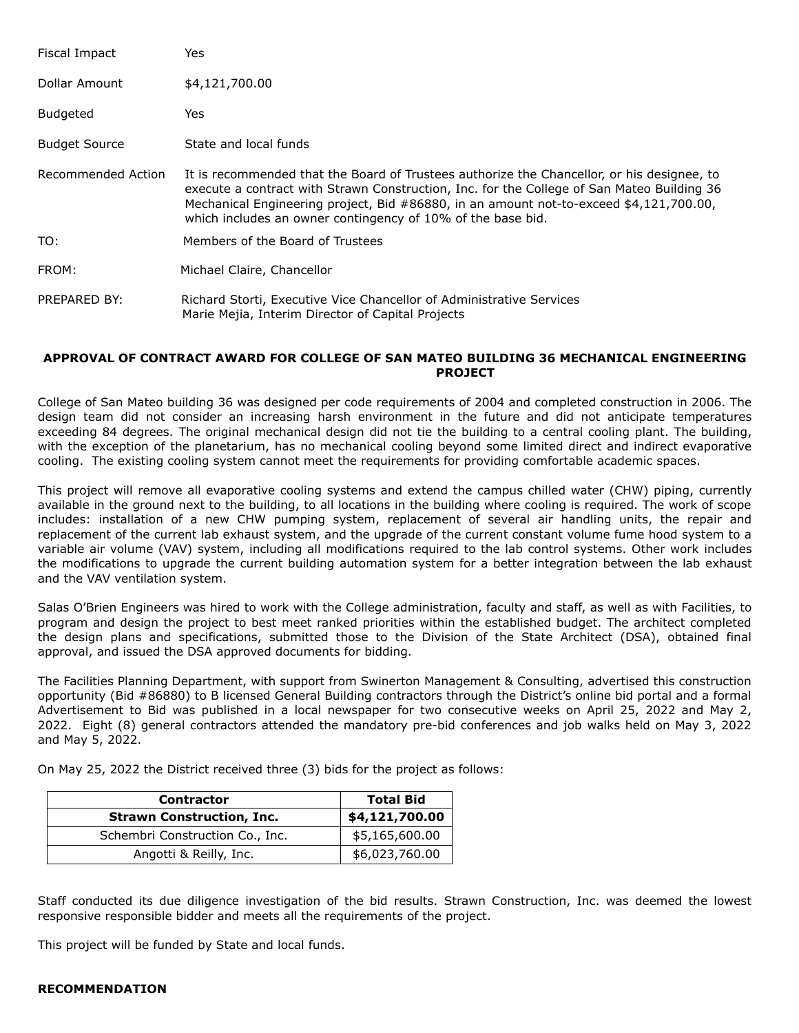| | |
|---|---|
| Fiscal Impact | Yes |
| Dollar Amount | $4,121,700.00 |
| Budgeted | Yes |
| Budget Source | State and local funds |
| Recommended Action | It is recommended that the Board of Trustees authorize the Chancellor, or his designee, to execute a contract with Strawn Construction, Inc. for the College of San Mateo Building 36 Mechanical Engineering project, Bid #86880, in an amount not-to-exceed $4,121,700.00, which includes an owner contingency of 10% of the base bid. |

TO: Members of the Board of Trustees

FROM: Michael Claire, Chancellor

PREPARED BY: Richard Storti, Executive Vice Chancellor of Administrative Services
Marie Mejia, Interim Director of Capital Projects

**APPROVAL OF CONTRACT AWARD FOR COLLEGE OF SAN MATEO BUILDING 36 MECHANICAL ENGINEERING PROJECT**

College of San Mateo building 36 was designed per code requirements of 2004 and completed construction in 2006. The design team did not consider an increasing harsh environment in the future and did not anticipate temperatures exceeding 84 degrees. The original mechanical design did not tie the building to a central cooling plant. The building, with the exception of the planetarium, has no mechanical cooling beyond some limited direct and indirect evaporative cooling. The existing cooling system cannot meet the requirements for providing comfortable academic spaces.

This project will remove all evaporative cooling systems and extend the campus chilled water (CHW) piping, currently available in the ground next to the building, to all locations in the building where cooling is required. The work of scope includes: installation of a new CHW pumping system, replacement of several air handling units, the repair and replacement of the current lab exhaust system, and the upgrade of the current constant volume fume hood system to a variable air volume (VAV) system, including all modifications required to the lab control systems. Other work includes the modifications to upgrade the current building automation system for a better integration between the lab exhaust and the VAV ventilation system.

Salas O'Brien Engineers was hired to work with the College administration, faculty and staff, as well as with Facilities, to program and design the project to best meet ranked priorities within the established budget. The architect completed the design plans and specifications, submitted those to the Division of the State Architect (DSA), obtained final approval, and issued the DSA approved documents for bidding.

The Facilities Planning Department, with support from Swinerton Management & Consulting, advertised this construction opportunity (Bid #86880) to B licensed General Building contractors through the District's online bid portal and a formal Advertisement to Bid was published in a local newspaper for two consecutive weeks on April 25, 2022 and May 2, 2022. Eight (8) general contractors attended the mandatory pre-bid conferences and job walks held on May 3, 2022 and May 5, 2022.

On May 25, 2022 the District received three (3) bids for the project as follows:

| Contractor | Total Bid |
|---|---|
| **Strawn Construction, Inc.** | **$4,121,700.00** |
| Schembri Construction Co., Inc. | $5,165,600.00 |
| Angotti & Reilly, Inc. | $6,023,760.00 |

Staff conducted its due diligence investigation of the bid results. Strawn Construction, Inc. was deemed the lowest responsive responsible bidder and meets all the requirements of the project.

This project will be funded by State and local funds.

**RECOMMENDATION**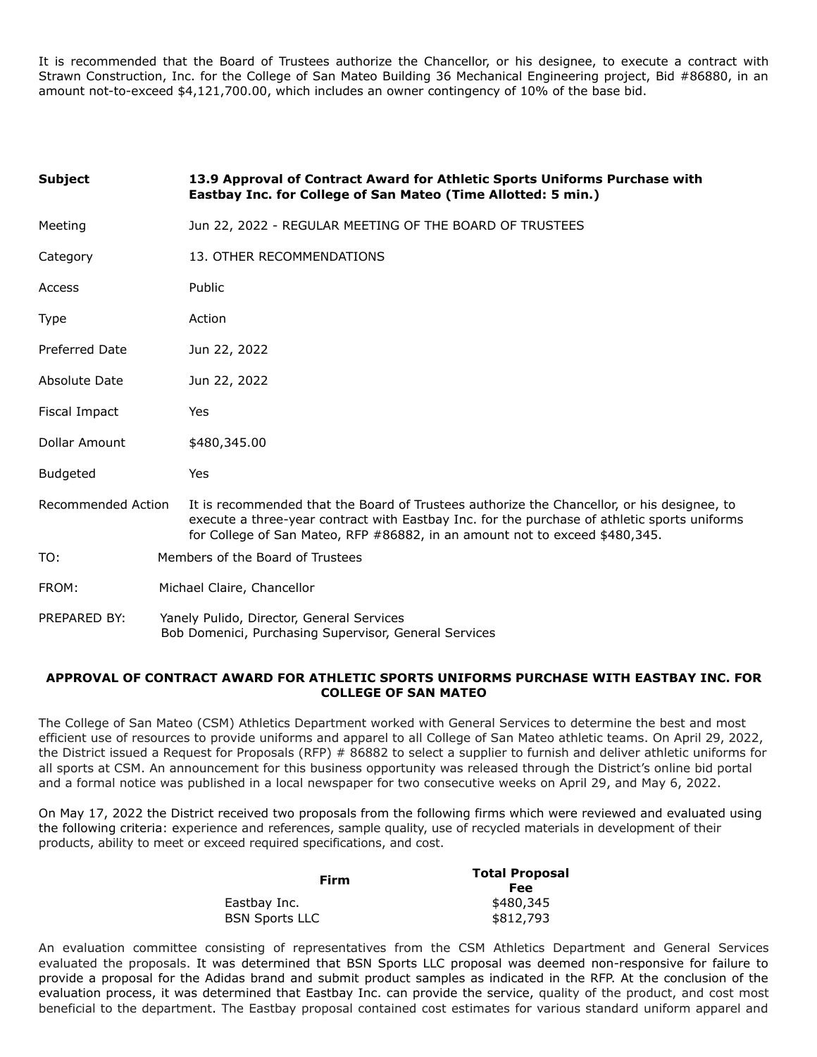It is recommended that the Board of Trustees authorize the Chancellor, or his designee, to execute a contract with Strawn Construction, Inc. for the College of San Mateo Building 36 Mechanical Engineering project, Bid #86880, in an amount not-to-exceed $4,121,700.00, which includes an owner contingency of 10% of the base bid.

| | |
|---|---|
| **Subject** | **13.9 Approval of Contract Award for Athletic Sports Uniforms Purchase with Eastbay Inc. for College of San Mateo (Time Allotted: 5 min.)** |
| Meeting | Jun 22, 2022 - REGULAR MEETING OF THE BOARD OF TRUSTEES |
| Category | 13. OTHER RECOMMENDATIONS |
| Access | Public |
| Type | Action |
| Preferred Date | Jun 22, 2022 |
| Absolute Date | Jun 22, 2022 |
| Fiscal Impact | Yes |
| Dollar Amount | $480,345.00 |
| Budgeted | Yes |
| Recommended Action | It is recommended that the Board of Trustees authorize the Chancellor, or his designee, to execute a three-year contract with Eastbay Inc. for the purchase of athletic sports uniforms for College of San Mateo, RFP #86882, in an amount not to exceed $480,345. |

TO: Members of the Board of Trustees

FROM: Michael Claire, Chancellor

PREPARED BY: Yanely Pulido, Director, General Services
Bob Domenici, Purchasing Supervisor, General Services

**APPROVAL OF CONTRACT AWARD FOR ATHLETIC SPORTS UNIFORMS PURCHASE WITH EASTBAY INC. FOR COLLEGE OF SAN MATEO**

The College of San Mateo (CSM) Athletics Department worked with General Services to determine the best and most efficient use of resources to provide uniforms and apparel to all College of San Mateo athletic teams. On April 29, 2022, the District issued a Request for Proposals (RFP) # 86882 to select a supplier to furnish and deliver athletic uniforms for all sports at CSM. An announcement for this business opportunity was released through the District's online bid portal and a formal notice was published in a local newspaper for two consecutive weeks on April 29, and May 6, 2022.

On May 17, 2022 the District received two proposals from the following firms which were reviewed and evaluated using the following criteria: experience and references, sample quality, use of recycled materials in development of their products, ability to meet or exceed required specifications, and cost.

| Firm | Total Proposal Fee |
|---|---|
| Eastbay Inc. | $480,345 |
| BSN Sports LLC | $812,793 |

An evaluation committee consisting of representatives from the CSM Athletics Department and General Services evaluated the proposals. It was determined that BSN Sports LLC proposal was deemed non-responsive for failure to provide a proposal for the Adidas brand and submit product samples as indicated in the RFP. At the conclusion of the evaluation process, it was determined that Eastbay Inc. can provide the service, quality of the product, and cost most beneficial to the department. The Eastbay proposal contained cost estimates for various standard uniform apparel and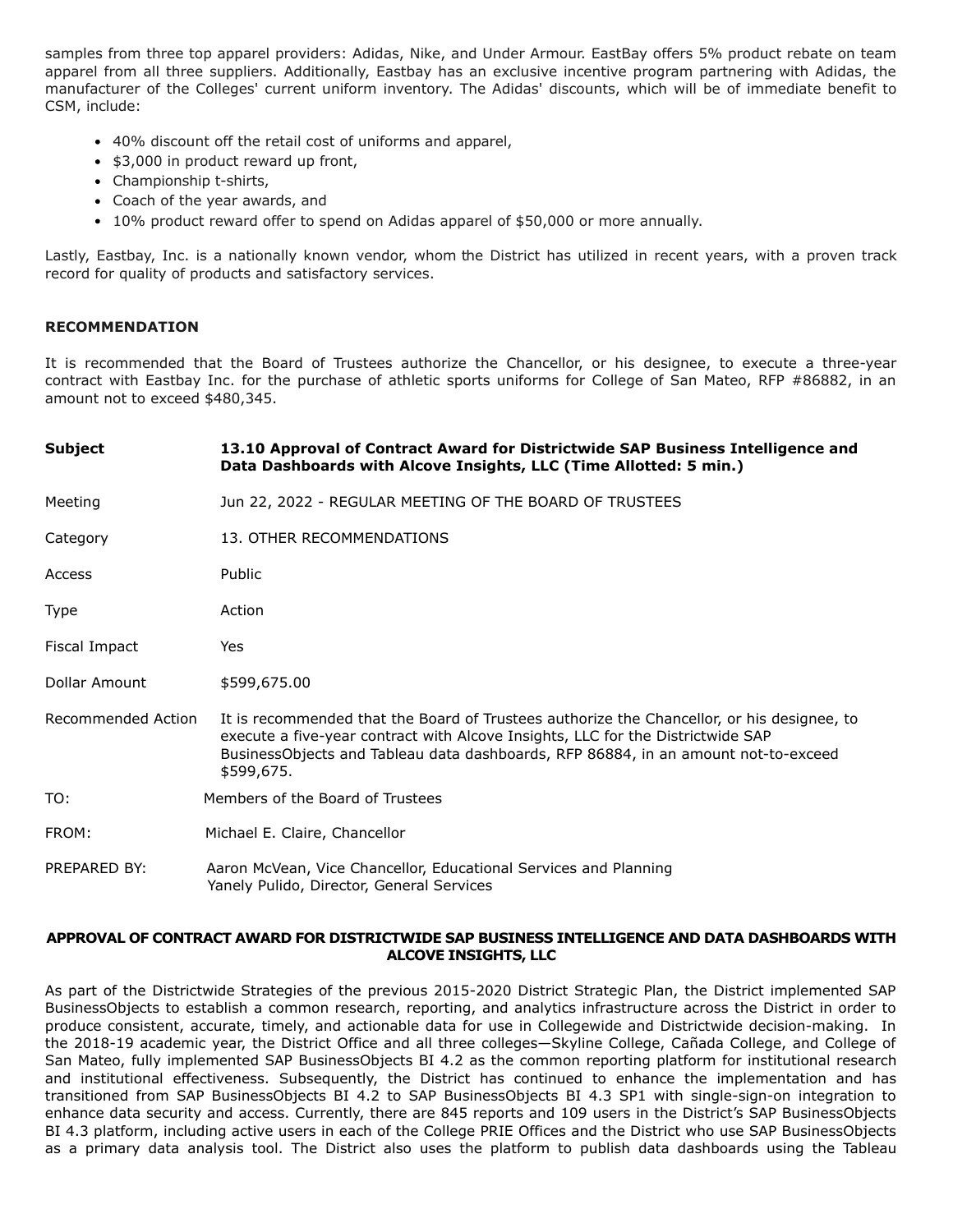samples from three top apparel providers: Adidas, Nike, and Under Armour. EastBay offers 5% product rebate on team apparel from all three suppliers. Additionally, Eastbay has an exclusive incentive program partnering with Adidas, the manufacturer of the Colleges' current uniform inventory. The Adidas' discounts, which will be of immediate benefit to CSM, include:

- 40% discount off the retail cost of uniforms and apparel,
- $3,000 in product reward up front,
- Championship t-shirts,
- Coach of the year awards, and
- 10% product reward offer to spend on Adidas apparel of $50,000 or more annually.

Lastly, Eastbay, Inc. is a nationally known vendor, whom the District has utilized in recent years, with a proven track record for quality of products and satisfactory services.

**RECOMMENDATION**

It is recommended that the Board of Trustees authorize the Chancellor, or his designee, to execute a three-year contract with Eastbay Inc. for the purchase of athletic sports uniforms for College of San Mateo, RFP #86882, in an amount not to exceed $480,345.

| | |
|---|---|
| **Subject** | **13.10 Approval of Contract Award for Districtwide SAP Business Intelligence and Data Dashboards with Alcove Insights, LLC (Time Allotted: 5 min.)** |
| Meeting | Jun 22, 2022 - REGULAR MEETING OF THE BOARD OF TRUSTEES |
| Category | 13. OTHER RECOMMENDATIONS |
| Access | Public |
| Type | Action |
| Fiscal Impact | Yes |
| Dollar Amount | $599,675.00 |
| Recommended Action | It is recommended that the Board of Trustees authorize the Chancellor, or his designee, to execute a five-year contract with Alcove Insights, LLC for the Districtwide SAP BusinessObjects and Tableau data dashboards, RFP 86884, in an amount not-to-exceed $599,675. |

TO: Members of the Board of Trustees

FROM: Michael E. Claire, Chancellor

PREPARED BY: Aaron McVean, Vice Chancellor, Educational Services and Planning
Yanely Pulido, Director, General Services

**APPROVAL OF CONTRACT AWARD FOR DISTRICTWIDE SAP BUSINESS INTELLIGENCE AND DATA DASHBOARDS WITH ALCOVE INSIGHTS, LLC**

As part of the Districtwide Strategies of the previous 2015-2020 District Strategic Plan, the District implemented SAP BusinessObjects to establish a common research, reporting, and analytics infrastructure across the District in order to produce consistent, accurate, timely, and actionable data for use in Collegewide and Districtwide decision-making. In the 2018-19 academic year, the District Office and all three colleges—Skyline College, Cañada College, and College of San Mateo, fully implemented SAP BusinessObjects BI 4.2 as the common reporting platform for institutional research and institutional effectiveness. Subsequently, the District has continued to enhance the implementation and has transitioned from SAP BusinessObjects BI 4.2 to SAP BusinessObjects BI 4.3 SP1 with single-sign-on integration to enhance data security and access. Currently, there are 845 reports and 109 users in the District's SAP BusinessObjects BI 4.3 platform, including active users in each of the College PRIE Offices and the District who use SAP BusinessObjects as a primary data analysis tool. The District also uses the platform to publish data dashboards using the Tableau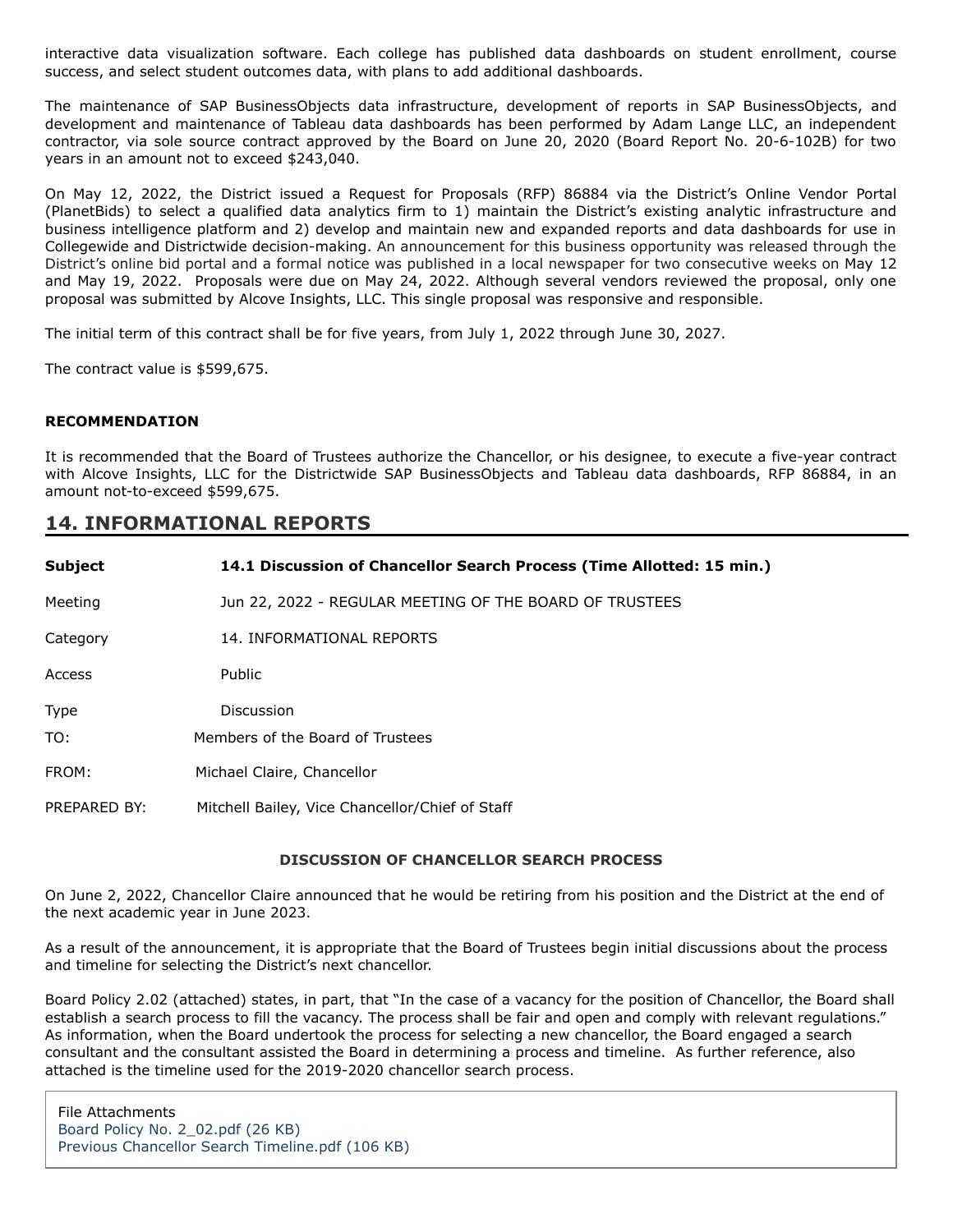interactive data visualization software. Each college has published data dashboards on student enrollment, course success, and select student outcomes data, with plans to add additional dashboards.

The maintenance of SAP BusinessObjects data infrastructure, development of reports in SAP BusinessObjects, and development and maintenance of Tableau data dashboards has been performed by Adam Lange LLC, an independent contractor, via sole source contract approved by the Board on June 20, 2020 (Board Report No. 20-6-102B) for two years in an amount not to exceed $243,040.

On May 12, 2022, the District issued a Request for Proposals (RFP) 86884 via the District's Online Vendor Portal (PlanetBids) to select a qualified data analytics firm to 1) maintain the District's existing analytic infrastructure and business intelligence platform and 2) develop and maintain new and expanded reports and data dashboards for use in Collegewide and Districtwide decision-making. An announcement for this business opportunity was released through the District's online bid portal and a formal notice was published in a local newspaper for two consecutive weeks on May 12 and May 19, 2022. Proposals were due on May 24, 2022. Although several vendors reviewed the proposal, only one proposal was submitted by Alcove Insights, LLC. This single proposal was responsive and responsible.

The initial term of this contract shall be for five years, from July 1, 2022 through June 30, 2027.

The contract value is $599,675.

**RECOMMENDATION**

It is recommended that the Board of Trustees authorize the Chancellor, or his designee, to execute a five-year contract with Alcove Insights, LLC for the Districtwide SAP BusinessObjects and Tableau data dashboards, RFP 86884, in an amount not-to-exceed $599,675.

## 14. INFORMATIONAL REPORTS

| | |
|---|---|
| **Subject** | **14.1 Discussion of Chancellor Search Process (Time Allotted: 15 min.)** |
| Meeting | Jun 22, 2022 - REGULAR MEETING OF THE BOARD OF TRUSTEES |
| Category | 14. INFORMATIONAL REPORTS |
| Access | Public |
| Type | Discussion |

TO: Members of the Board of Trustees

FROM: Michael Claire, Chancellor

PREPARED BY: Mitchell Bailey, Vice Chancellor/Chief of Staff

**DISCUSSION OF CHANCELLOR SEARCH PROCESS**

On June 2, 2022, Chancellor Claire announced that he would be retiring from his position and the District at the end of the next academic year in June 2023.

As a result of the announcement, it is appropriate that the Board of Trustees begin initial discussions about the process and timeline for selecting the District's next chancellor.

Board Policy 2.02 (attached) states, in part, that "In the case of a vacancy for the position of Chancellor, the Board shall establish a search process to fill the vacancy. The process shall be fair and open and comply with relevant regulations." As information, when the Board undertook the process for selecting a new chancellor, the Board engaged a search consultant and the consultant assisted the Board in determining a process and timeline. As further reference, also attached is the timeline used for the 2019-2020 chancellor search process.

File Attachments
Board Policy No. 2_02.pdf (26 KB)
Previous Chancellor Search Timeline.pdf (106 KB)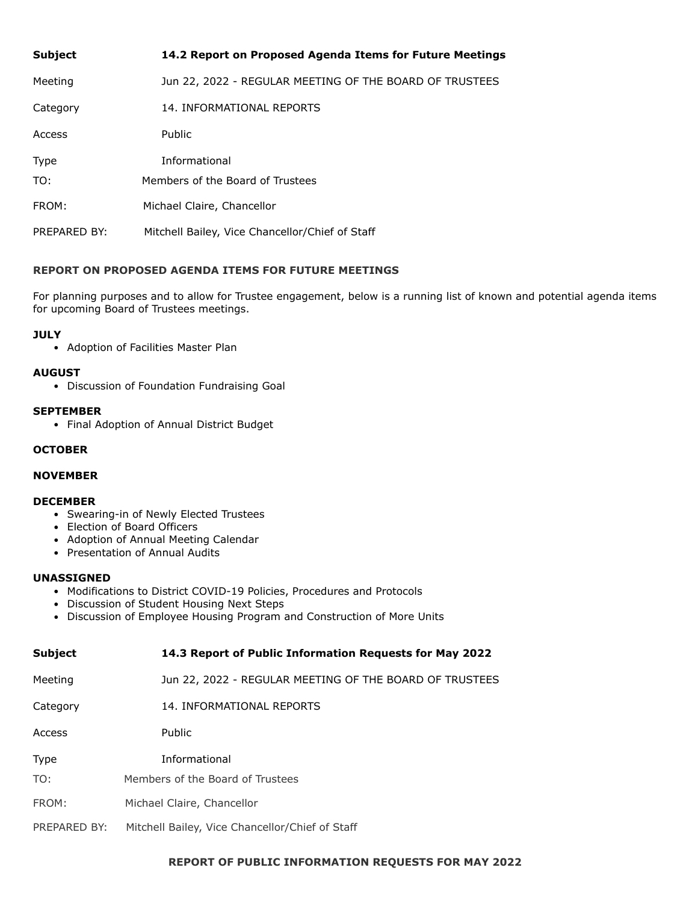| | |
|---|---|
| **Subject** | **14.2 Report on Proposed Agenda Items for Future Meetings** |
| Meeting | Jun 22, 2022 - REGULAR MEETING OF THE BOARD OF TRUSTEES |
| Category | 14. INFORMATIONAL REPORTS |
| Access | Public |
| Type | Informational |

TO: Members of the Board of Trustees

FROM: Michael Claire, Chancellor

PREPARED BY: Mitchell Bailey, Vice Chancellor/Chief of Staff

**REPORT ON PROPOSED AGENDA ITEMS FOR FUTURE MEETINGS**

For planning purposes and to allow for Trustee engagement, below is a running list of known and potential agenda items for upcoming Board of Trustees meetings.

**JULY**

- Adoption of Facilities Master Plan

**AUGUST**

- Discussion of Foundation Fundraising Goal

**SEPTEMBER**

- Final Adoption of Annual District Budget

**OCTOBER**

**NOVEMBER**

**DECEMBER**

- Swearing-in of Newly Elected Trustees
- Election of Board Officers
- Adoption of Annual Meeting Calendar
- Presentation of Annual Audits

**UNASSIGNED**

- Modifications to District COVID-19 Policies, Procedures and Protocols
- Discussion of Student Housing Next Steps
- Discussion of Employee Housing Program and Construction of More Units

| | |
|---|---|
| **Subject** | **14.3 Report of Public Information Requests for May 2022** |
| Meeting | Jun 22, 2022 - REGULAR MEETING OF THE BOARD OF TRUSTEES |
| Category | 14. INFORMATIONAL REPORTS |
| Access | Public |
| Type | Informational |

TO: Members of the Board of Trustees

FROM: Michael Claire, Chancellor

PREPARED BY: Mitchell Bailey, Vice Chancellor/Chief of Staff

**REPORT OF PUBLIC INFORMATION REQUESTS FOR MAY 2022**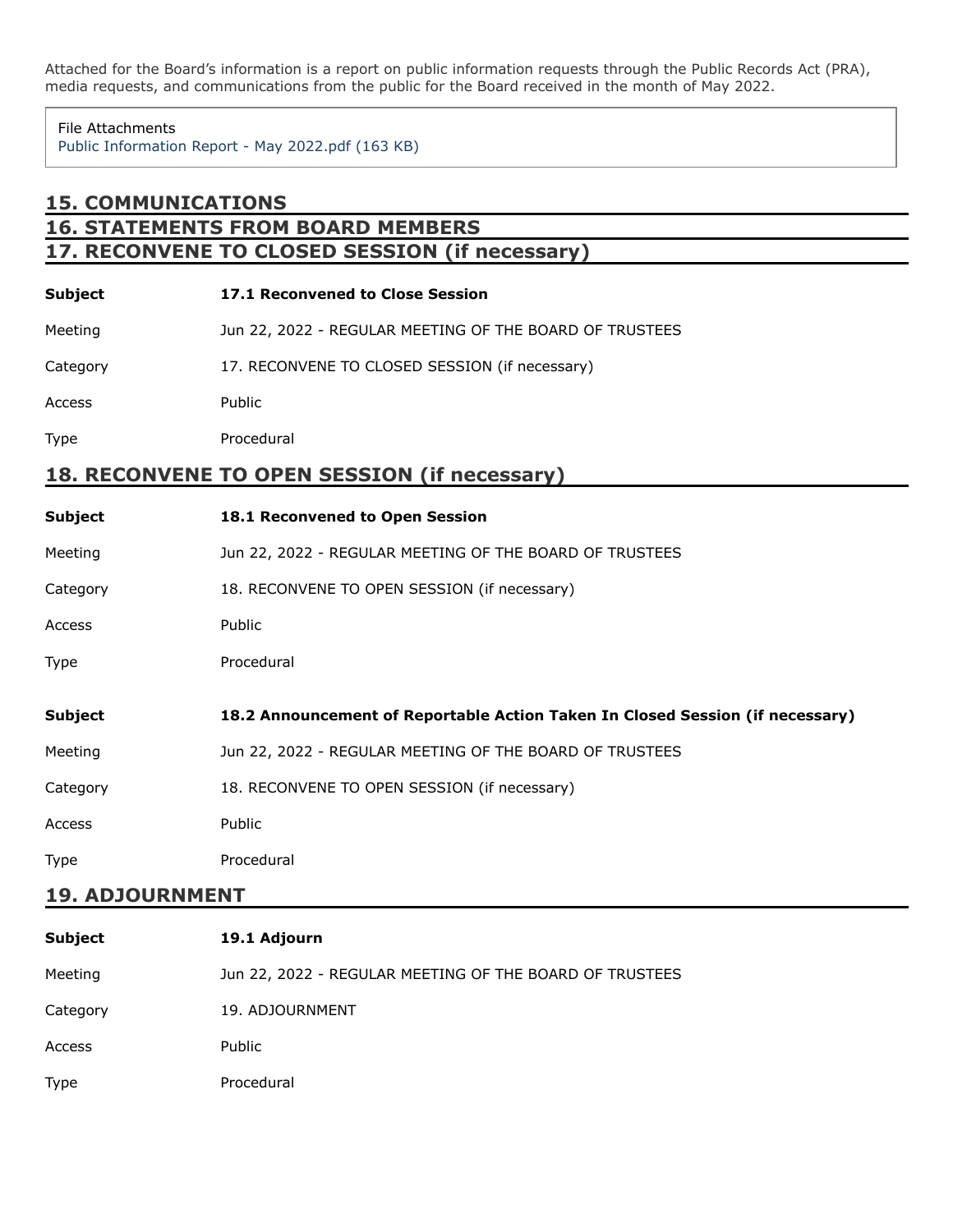Attached for the Board's information is a report on public information requests through the Public Records Act (PRA), media requests, and communications from the public for the Board received in the month of May 2022.

File Attachments
Public Information Report - May 2022.pdf (163 KB)

## 15. COMMUNICATIONS

## 16. STATEMENTS FROM BOARD MEMBERS

## 17. RECONVENE TO CLOSED SESSION (if necessary)

| | |
|---|---|
| **Subject** | **17.1 Reconvened to Close Session** |
| Meeting | Jun 22, 2022 - REGULAR MEETING OF THE BOARD OF TRUSTEES |
| Category | 17. RECONVENE TO CLOSED SESSION (if necessary) |
| Access | Public |
| Type | Procedural |

## 18. RECONVENE TO OPEN SESSION (if necessary)

| | |
|---|---|
| **Subject** | **18.1 Reconvened to Open Session** |
| Meeting | Jun 22, 2022 - REGULAR MEETING OF THE BOARD OF TRUSTEES |
| Category | 18. RECONVENE TO OPEN SESSION (if necessary) |
| Access | Public |
| Type | Procedural |

| | |
|---|---|
| **Subject** | **18.2 Announcement of Reportable Action Taken In Closed Session (if necessary)** |
| Meeting | Jun 22, 2022 - REGULAR MEETING OF THE BOARD OF TRUSTEES |
| Category | 18. RECONVENE TO OPEN SESSION (if necessary) |
| Access | Public |
| Type | Procedural |

## 19. ADJOURNMENT

| | |
|---|---|
| **Subject** | **19.1 Adjourn** |
| Meeting | Jun 22, 2022 - REGULAR MEETING OF THE BOARD OF TRUSTEES |
| Category | 19. ADJOURNMENT |
| Access | Public |
| Type | Procedural |